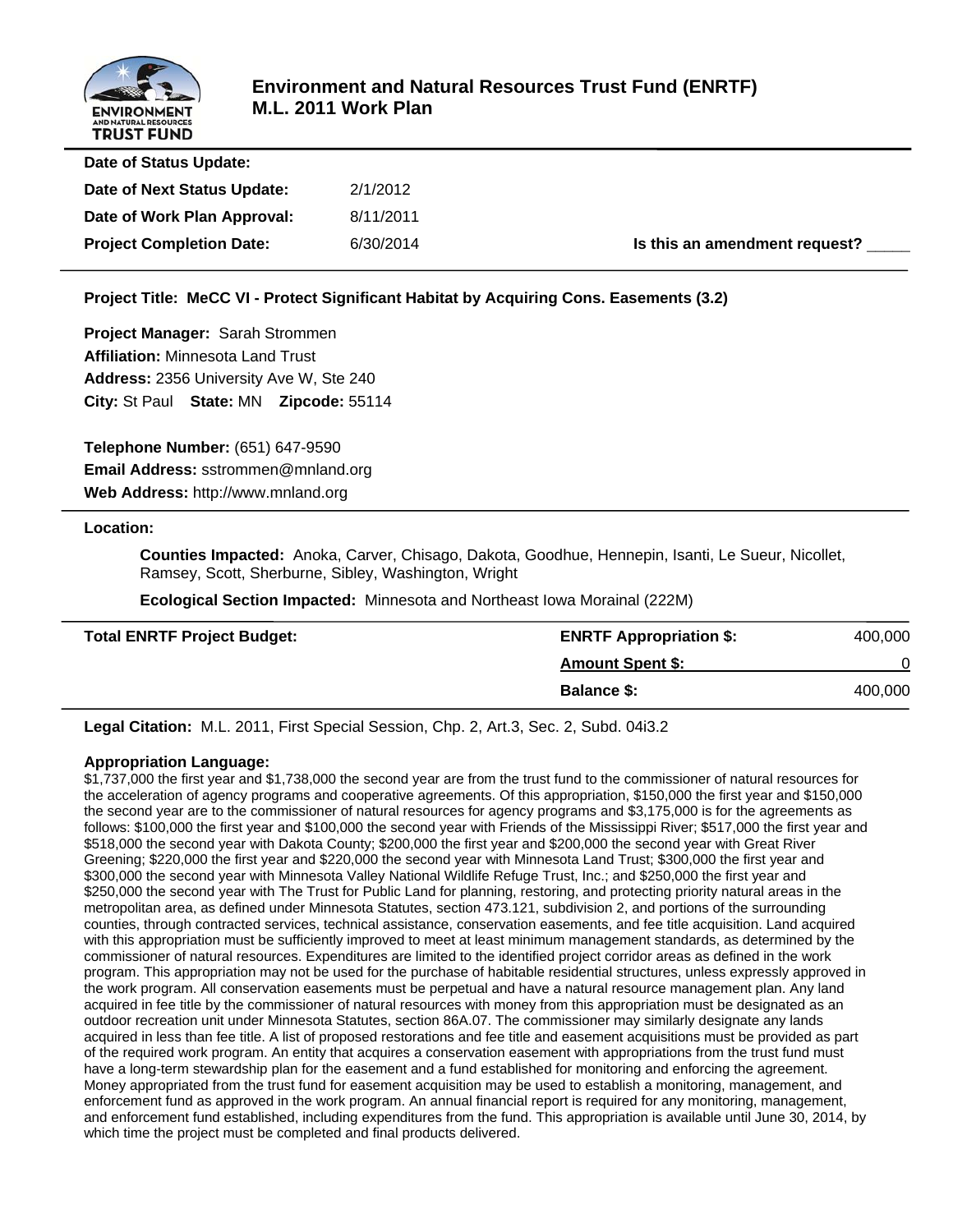# Environment and Natural Resources Trust Fund (ENRTF)
# M.L. 2011 Work Plan

**Date of Status Update:**

**Date of Next Status Update:** 2/1/2012

**Date of Work Plan Approval:** 8/11/2011

**Project Completion Date:** 6/30/2014 **Is this an amendment request?** _____

**Project Title: MeCC VI - Protect Significant Habitat by Acquiring Cons. Easements (3.2)**

**Project Manager:** Sarah Strommen
**Affiliation:** Minnesota Land Trust
**Address:** 2356 University Ave W, Ste 240
**City:** St Paul **State:** MN **Zipcode:** 55114

**Telephone Number:** (651) 647-9590
**Email Address:** sstrommen@mnland.org
**Web Address:** http://www.mnland.org

**Location:**

**Counties Impacted:** Anoka, Carver, Chisago, Dakota, Goodhue, Hennepin, Isanti, Le Sueur, Nicollet, Ramsey, Scott, Sherburne, Sibley, Washington, Wright

**Ecological Section Impacted:** Minnesota and Northeast Iowa Morainal (222M)

| **Total ENRTF Project Budget:** | **ENRTF Appropriation $:** | 400,000 |
|---|---|---|
| | **Amount Spent $:** | 0 |
| | **Balance $:** | 400,000 |

**Legal Citation:** M.L. 2011, First Special Session, Chp. 2, Art.3, Sec. 2, Subd. 04i3.2

**Appropriation Language:**
$1,737,000 the first year and $1,738,000 the second year are from the trust fund to the commissioner of natural resources for the acceleration of agency programs and cooperative agreements. Of this appropriation, $150,000 the first year and $150,000 the second year are to the commissioner of natural resources for agency programs and $3,175,000 is for the agreements as follows: $100,000 the first year and $100,000 the second year with Friends of the Mississippi River; $517,000 the first year and $518,000 the second year with Dakota County; $200,000 the first year and $200,000 the second year with Great River Greening; $220,000 the first year and $220,000 the second year with Minnesota Land Trust; $300,000 the first year and $300,000 the second year with Minnesota Valley National Wildlife Refuge Trust, Inc.; and $250,000 the first year and $250,000 the second year with The Trust for Public Land for planning, restoring, and protecting priority natural areas in the metropolitan area, as defined under Minnesota Statutes, section 473.121, subdivision 2, and portions of the surrounding counties, through contracted services, technical assistance, conservation easements, and fee title acquisition. Land acquired with this appropriation must be sufficiently improved to meet at least minimum management standards, as determined by the commissioner of natural resources. Expenditures are limited to the identified project corridor areas as defined in the work program. This appropriation may not be used for the purchase of habitable residential structures, unless expressly approved in the work program. All conservation easements must be perpetual and have a natural resource management plan. Any land acquired in fee title by the commissioner of natural resources with money from this appropriation must be designated as an outdoor recreation unit under Minnesota Statutes, section 86A.07. The commissioner may similarly designate any lands acquired in less than fee title. A list of proposed restorations and fee title and easement acquisitions must be provided as part of the required work program. An entity that acquires a conservation easement with appropriations from the trust fund must have a long-term stewardship plan for the easement and a fund established for monitoring and enforcing the agreement. Money appropriated from the trust fund for easement acquisition may be used to establish a monitoring, management, and enforcement fund as approved in the work program. An annual financial report is required for any monitoring, management, and enforcement fund established, including expenditures from the fund. This appropriation is available until June 30, 2014, by which time the project must be completed and final products delivered.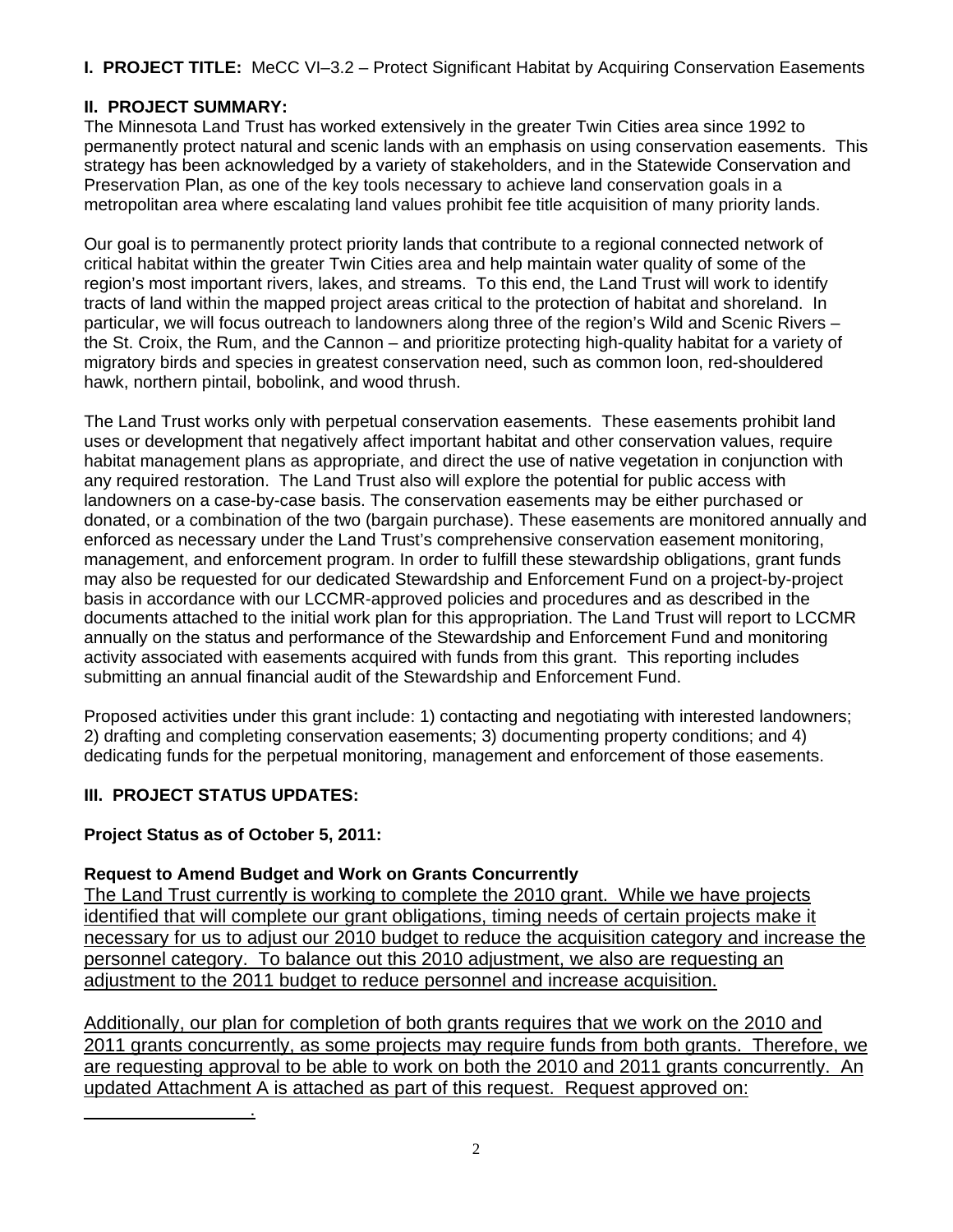**I. PROJECT TITLE:** MeCC VI–3.2 – Protect Significant Habitat by Acquiring Conservation Easements

**II. PROJECT SUMMARY:**

The Minnesota Land Trust has worked extensively in the greater Twin Cities area since 1992 to permanently protect natural and scenic lands with an emphasis on using conservation easements. This strategy has been acknowledged by a variety of stakeholders, and in the Statewide Conservation and Preservation Plan, as one of the key tools necessary to achieve land conservation goals in a metropolitan area where escalating land values prohibit fee title acquisition of many priority lands.

Our goal is to permanently protect priority lands that contribute to a regional connected network of critical habitat within the greater Twin Cities area and help maintain water quality of some of the region's most important rivers, lakes, and streams. To this end, the Land Trust will work to identify tracts of land within the mapped project areas critical to the protection of habitat and shoreland. In particular, we will focus outreach to landowners along three of the region's Wild and Scenic Rivers – the St. Croix, the Rum, and the Cannon – and prioritize protecting high-quality habitat for a variety of migratory birds and species in greatest conservation need, such as common loon, red-shouldered hawk, northern pintail, bobolink, and wood thrush.

The Land Trust works only with perpetual conservation easements. These easements prohibit land uses or development that negatively affect important habitat and other conservation values, require habitat management plans as appropriate, and direct the use of native vegetation in conjunction with any required restoration. The Land Trust also will explore the potential for public access with landowners on a case-by-case basis. The conservation easements may be either purchased or donated, or a combination of the two (bargain purchase). These easements are monitored annually and enforced as necessary under the Land Trust's comprehensive conservation easement monitoring, management, and enforcement program. In order to fulfill these stewardship obligations, grant funds may also be requested for our dedicated Stewardship and Enforcement Fund on a project-by-project basis in accordance with our LCCMR-approved policies and procedures and as described in the documents attached to the initial work plan for this appropriation. The Land Trust will report to LCCMR annually on the status and performance of the Stewardship and Enforcement Fund and monitoring activity associated with easements acquired with funds from this grant. This reporting includes submitting an annual financial audit of the Stewardship and Enforcement Fund.

Proposed activities under this grant include: 1) contacting and negotiating with interested landowners; 2) drafting and completing conservation easements; 3) documenting property conditions; and 4) dedicating funds for the perpetual monitoring, management and enforcement of those easements.

**III. PROJECT STATUS UPDATES:**

**Project Status as of October 5, 2011:**

**Request to Amend Budget and Work on Grants Concurrently**

The Land Trust currently is working to complete the 2010 grant. While we have projects identified that will complete our grant obligations, timing needs of certain projects make it necessary for us to adjust our 2010 budget to reduce the acquisition category and increase the personnel category. To balance out this 2010 adjustment, we also are requesting an adjustment to the 2011 budget to reduce personnel and increase acquisition.

Additionally, our plan for completion of both grants requires that we work on the 2010 and 2011 grants concurrently, as some projects may require funds from both grants. Therefore, we are requesting approval to be able to work on both the 2010 and 2011 grants concurrently. An updated Attachment A is attached as part of this request. Request approved on: \_\_\_\_\_\_\_\_\_\_\_\_\_\_\_\_\_.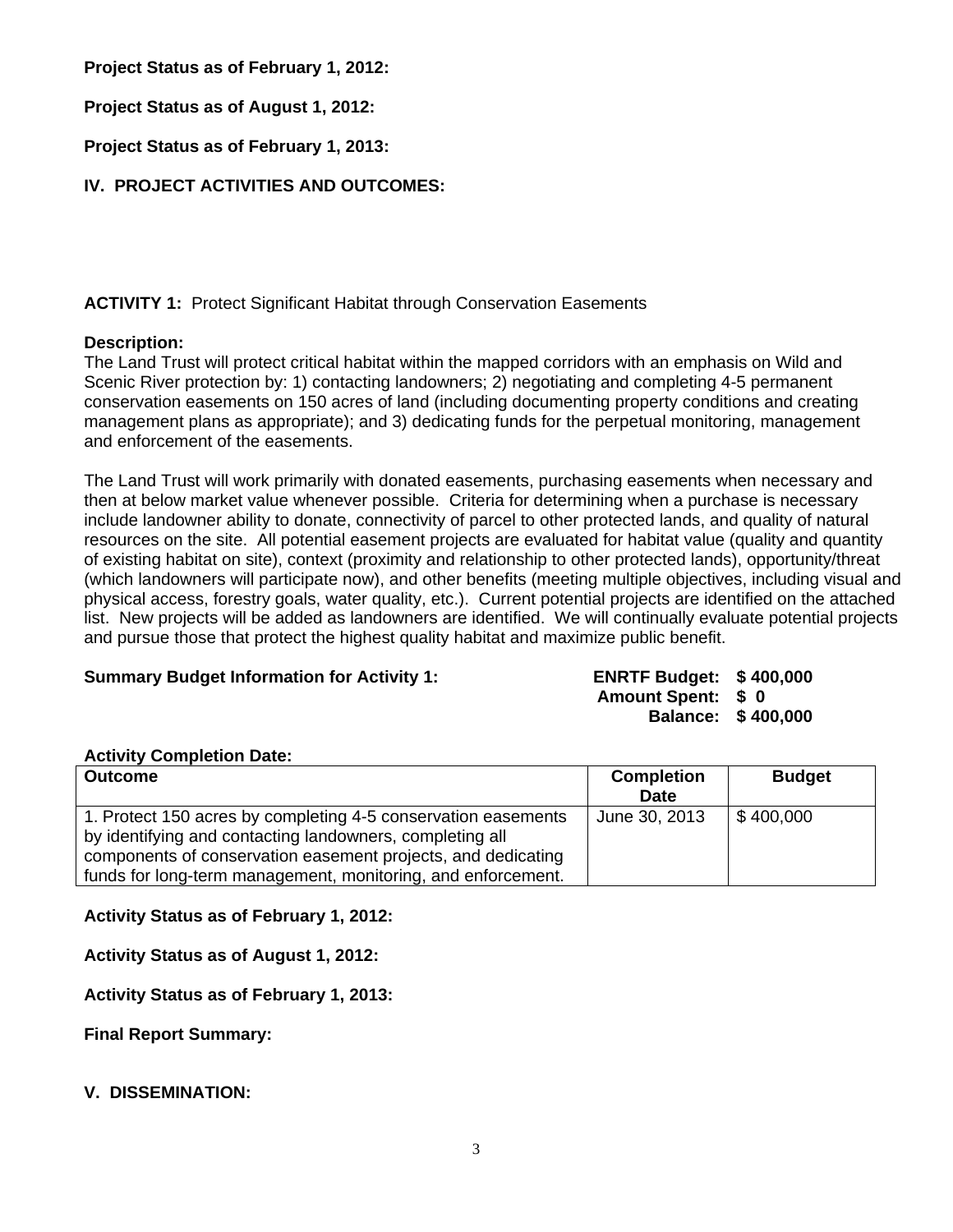**Project Status as of February 1, 2012:**

**Project Status as of August 1, 2012:**

**Project Status as of February 1, 2013:**

## IV. PROJECT ACTIVITIES AND OUTCOMES:

**ACTIVITY 1:** Protect Significant Habitat through Conservation Easements

**Description:**
The Land Trust will protect critical habitat within the mapped corridors with an emphasis on Wild and Scenic River protection by: 1) contacting landowners; 2) negotiating and completing 4-5 permanent conservation easements on 150 acres of land (including documenting property conditions and creating management plans as appropriate); and 3) dedicating funds for the perpetual monitoring, management and enforcement of the easements.

The Land Trust will work primarily with donated easements, purchasing easements when necessary and then at below market value whenever possible. Criteria for determining when a purchase is necessary include landowner ability to donate, connectivity of parcel to other protected lands, and quality of natural resources on the site. All potential easement projects are evaluated for habitat value (quality and quantity of existing habitat on site), context (proximity and relationship to other protected lands), opportunity/threat (which landowners will participate now), and other benefits (meeting multiple objectives, including visual and physical access, forestry goals, water quality, etc.). Current potential projects are identified on the attached list. New projects will be added as landowners are identified. We will continually evaluate potential projects and pursue those that protect the highest quality habitat and maximize public benefit.

**Summary Budget Information for Activity 1:**

**ENRTF Budget: $ 400,000**
**Amount Spent: $ 0**
**Balance: $ 400,000**

**Activity Completion Date:**

| Outcome | Completion Date | Budget |
|---|---|---|
| 1. Protect 150 acres by completing 4-5 conservation easements by identifying and contacting landowners, completing all components of conservation easement projects, and dedicating funds for long-term management, monitoring, and enforcement. | June 30, 2013 | $ 400,000 |

**Activity Status as of February 1, 2012:**

**Activity Status as of August 1, 2012:**

**Activity Status as of February 1, 2013:**

**Final Report Summary:**

## V. DISSEMINATION: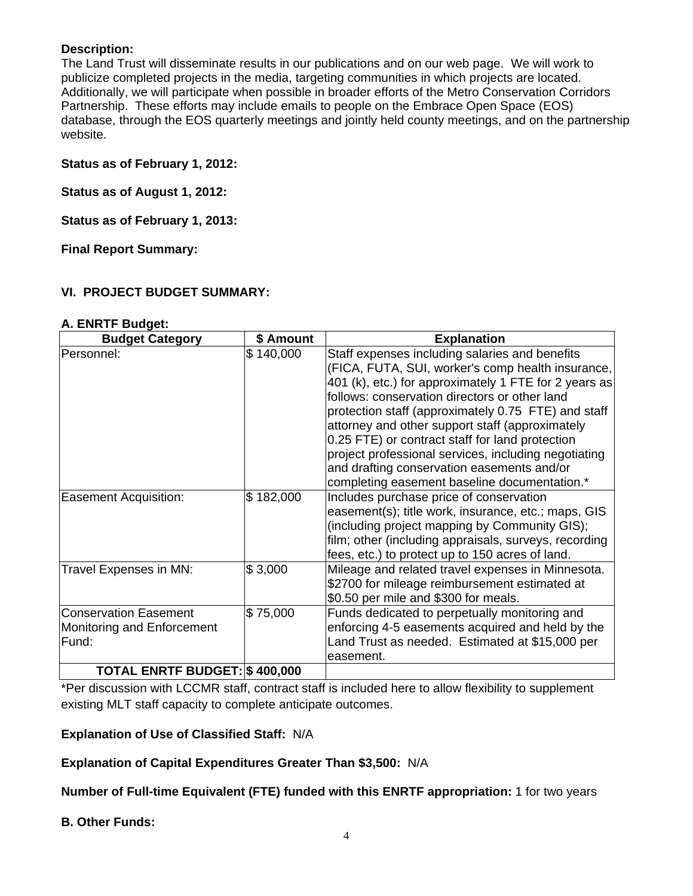**Description:**
The Land Trust will disseminate results in our publications and on our web page. We will work to publicize completed projects in the media, targeting communities in which projects are located. Additionally, we will participate when possible in broader efforts of the Metro Conservation Corridors Partnership. These efforts may include emails to people on the Embrace Open Space (EOS) database, through the EOS quarterly meetings and jointly held county meetings, and on the partnership website.

**Status as of February 1, 2012:**

**Status as of August 1, 2012:**

**Status as of February 1, 2013:**

**Final Report Summary:**

## VI. PROJECT BUDGET SUMMARY:

**A. ENRTF Budget:**

| Budget Category | $ Amount | Explanation |
|---|---|---|
| Personnel: | $ 140,000 | Staff expenses including salaries and benefits (FICA, FUTA, SUI, worker's comp health insurance, 401 (k), etc.) for approximately 1 FTE for 2 years as follows: conservation directors or other land protection staff (approximately 0.75 FTE) and staff attorney and other support staff (approximately 0.25 FTE) or contract staff for land protection project professional services, including negotiating and drafting conservation easements and/or completing easement baseline documentation.* |
| Easement Acquisition: | $ 182,000 | Includes purchase price of conservation easement(s); title work, insurance, etc.; maps, GIS (including project mapping by Community GIS); film; other (including appraisals, surveys, recording fees, etc.) to protect up to 150 acres of land. |
| Travel Expenses in MN: | $ 3,000 | Mileage and related travel expenses in Minnesota. $2700 for mileage reimbursement estimated at $0.50 per mile and $300 for meals. |
| Conservation Easement Monitoring and Enforcement Fund: | $ 75,000 | Funds dedicated to perpetually monitoring and enforcing 4-5 easements acquired and held by the Land Trust as needed. Estimated at $15,000 per easement. |
| **TOTAL ENRTF BUDGET:** | **$ 400,000** | |

*Per discussion with LCCMR staff, contract staff is included here to allow flexibility to supplement existing MLT staff capacity to complete anticipate outcomes.

**Explanation of Use of Classified Staff:** N/A

**Explanation of Capital Expenditures Greater Than $3,500:** N/A

**Number of Full-time Equivalent (FTE) funded with this ENRTF appropriation:** 1 for two years

**B. Other Funds:**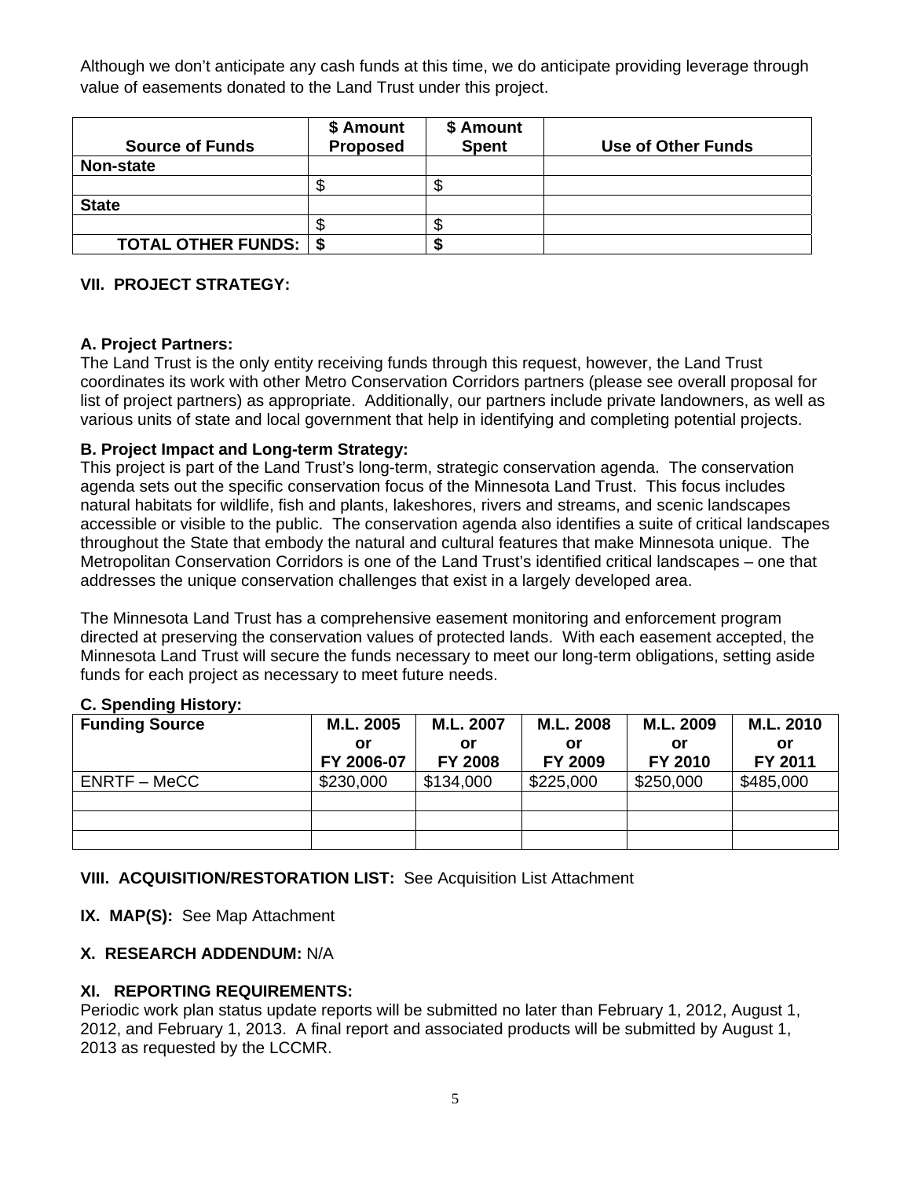Although we don't anticipate any cash funds at this time, we do anticipate providing leverage through value of easements donated to the Land Trust under this project.

| Source of Funds | $ Amount Proposed | $ Amount Spent | Use of Other Funds |
|---|---|---|---|
| **Non-state** | | | |
| | $ | $ | |
| **State** | | | |
| | $ | $ | |
| **TOTAL OTHER FUNDS:** | **$** | **$** | |

### VII. PROJECT STRATEGY:

**A. Project Partners:**
The Land Trust is the only entity receiving funds through this request, however, the Land Trust coordinates its work with other Metro Conservation Corridors partners (please see overall proposal for list of project partners) as appropriate. Additionally, our partners include private landowners, as well as various units of state and local government that help in identifying and completing potential projects.

**B. Project Impact and Long-term Strategy:**
This project is part of the Land Trust's long-term, strategic conservation agenda. The conservation agenda sets out the specific conservation focus of the Minnesota Land Trust. This focus includes natural habitats for wildlife, fish and plants, lakeshores, rivers and streams, and scenic landscapes accessible or visible to the public. The conservation agenda also identifies a suite of critical landscapes throughout the State that embody the natural and cultural features that make Minnesota unique. The Metropolitan Conservation Corridors is one of the Land Trust's identified critical landscapes – one that addresses the unique conservation challenges that exist in a largely developed area.

The Minnesota Land Trust has a comprehensive easement monitoring and enforcement program directed at preserving the conservation values of protected lands. With each easement accepted, the Minnesota Land Trust will secure the funds necessary to meet our long-term obligations, setting aside funds for each project as necessary to meet future needs.

**C. Spending History:**

| Funding Source | M.L. 2005 or FY 2006-07 | M.L. 2007 or FY 2008 | M.L. 2008 or FY 2009 | M.L. 2009 or FY 2010 | M.L. 2010 or FY 2011 |
|---|---|---|---|---|---|
| ENRTF – MeCC | $230,000 | $134,000 | $225,000 | $250,000 | $485,000 |
| | | | | | |
| | | | | | |
| | | | | | |

**VIII. ACQUISITION/RESTORATION LIST:** See Acquisition List Attachment

**IX. MAP(S):** See Map Attachment

**X. RESEARCH ADDENDUM:** N/A

**XI. REPORTING REQUIREMENTS:**
Periodic work plan status update reports will be submitted no later than February 1, 2012, August 1, 2012, and February 1, 2013. A final report and associated products will be submitted by August 1, 2013 as requested by the LCCMR.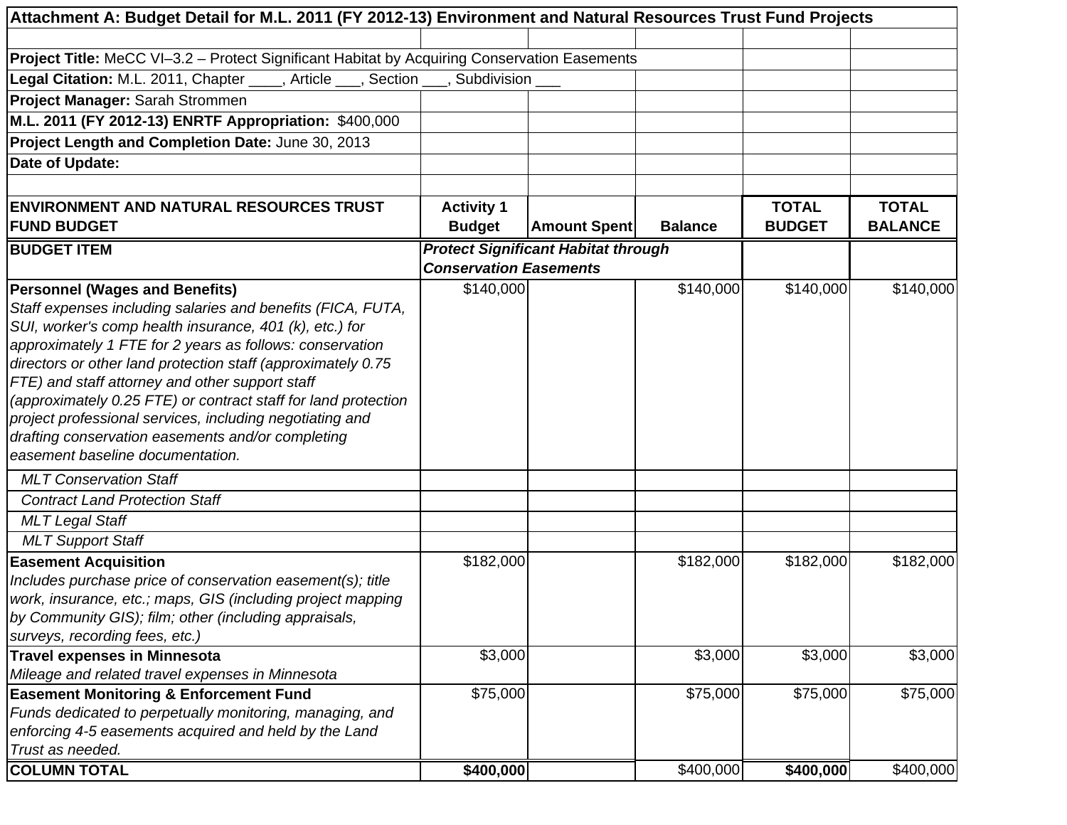**Attachment A: Budget Detail for M.L. 2011 (FY 2012-13) Environment and Natural Resources Trust Fund Projects**

**Project Title:** MeCC VI–3.2 – Protect Significant Habitat by Acquiring Conservation Easements
**Legal Citation:** M.L. 2011, Chapter ____, Article ___, Section ___, Subdivision ___
**Project Manager:** Sarah Strommen
**M.L. 2011 (FY 2012-13) ENRTF Appropriation:** $400,000
**Project Length and Completion Date:** June 30, 2013
**Date of Update:**

| ENVIRONMENT AND NATURAL RESOURCES TRUST FUND BUDGET | Activity 1 Budget | Amount Spent | Balance | TOTAL BUDGET | TOTAL BALANCE |
|---|---|---|---|---|---|
| **BUDGET ITEM** | ***Protect Significant Habitat through Conservation Easements*** | | | | |
| **Personnel (Wages and Benefits)** *Staff expenses including salaries and benefits (FICA, FUTA, SUI, worker's comp health insurance, 401 (k), etc.) for approximately 1 FTE for 2 years as follows: conservation directors or other land protection staff (approximately 0.75 FTE) and staff attorney and other support staff (approximately 0.25 FTE) or contract staff for land protection project professional services, including negotiating and drafting conservation easements and/or completing easement baseline documentation.* | $140,000 | | $140,000 | $140,000 | $140,000 |
| *MLT Conservation Staff* | | | | | |
| *Contract Land Protection Staff* | | | | | |
| *MLT Legal Staff* | | | | | |
| *MLT Support Staff* | | | | | |
| **Easement Acquisition** *Includes purchase price of conservation easement(s); title work, insurance, etc.; maps, GIS (including project mapping by Community GIS); film; other (including appraisals, surveys, recording fees, etc.)* | $182,000 | | $182,000 | $182,000 | $182,000 |
| **Travel expenses in Minnesota** *Mileage and related travel expenses in Minnesota* | $3,000 | | $3,000 | $3,000 | $3,000 |
| **Easement Monitoring & Enforcement Fund** *Funds dedicated to perpetually monitoring, managing, and enforcing 4-5 easements acquired and held by the Land Trust as needed.* | $75,000 | | $75,000 | $75,000 | $75,000 |
| **COLUMN TOTAL** | **$400,000** | | $400,000 | **$400,000** | $400,000 |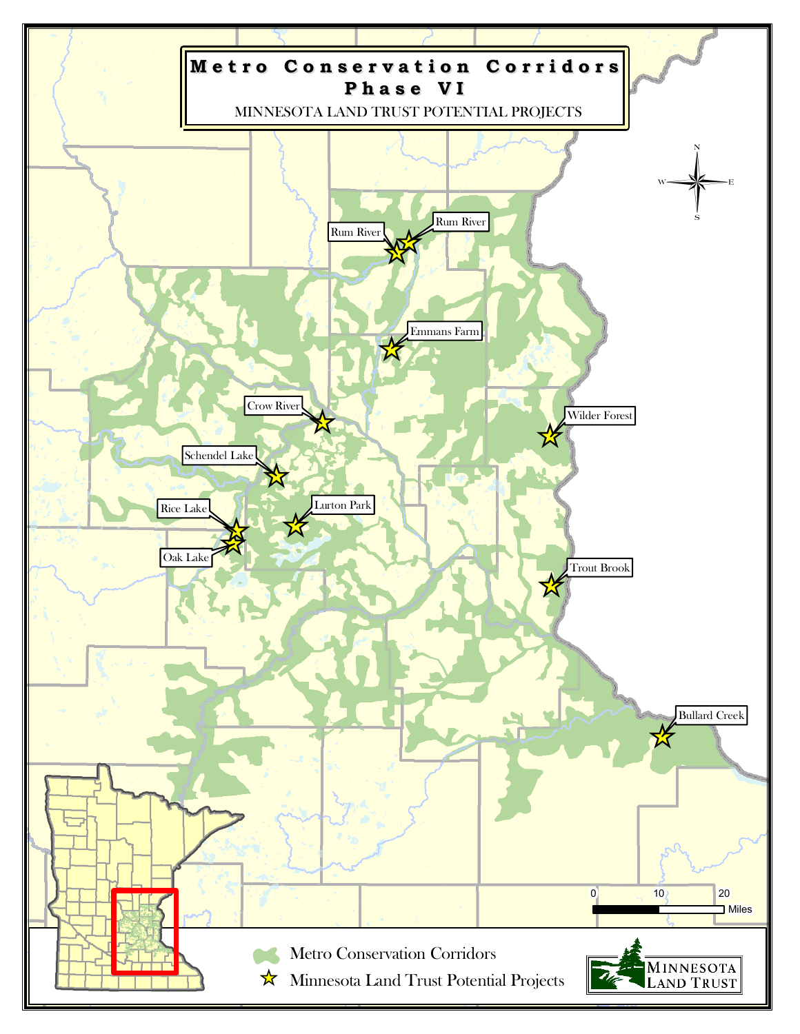# Metro Conservation Corridors Phase VI

MINNESOTA LAND TRUST POTENTIAL PROJECTS

Rum River

Rum River

Emmans Farm

Crow River

Wilder Forest

Schendel Lake

Rice Lake

Lurton Park

Oak Lake

Trout Brook

Bullard Creek

0 10 20 Miles

Metro Conservation Corridors

Minnesota Land Trust Potential Projects

MINNESOTA LAND TRUST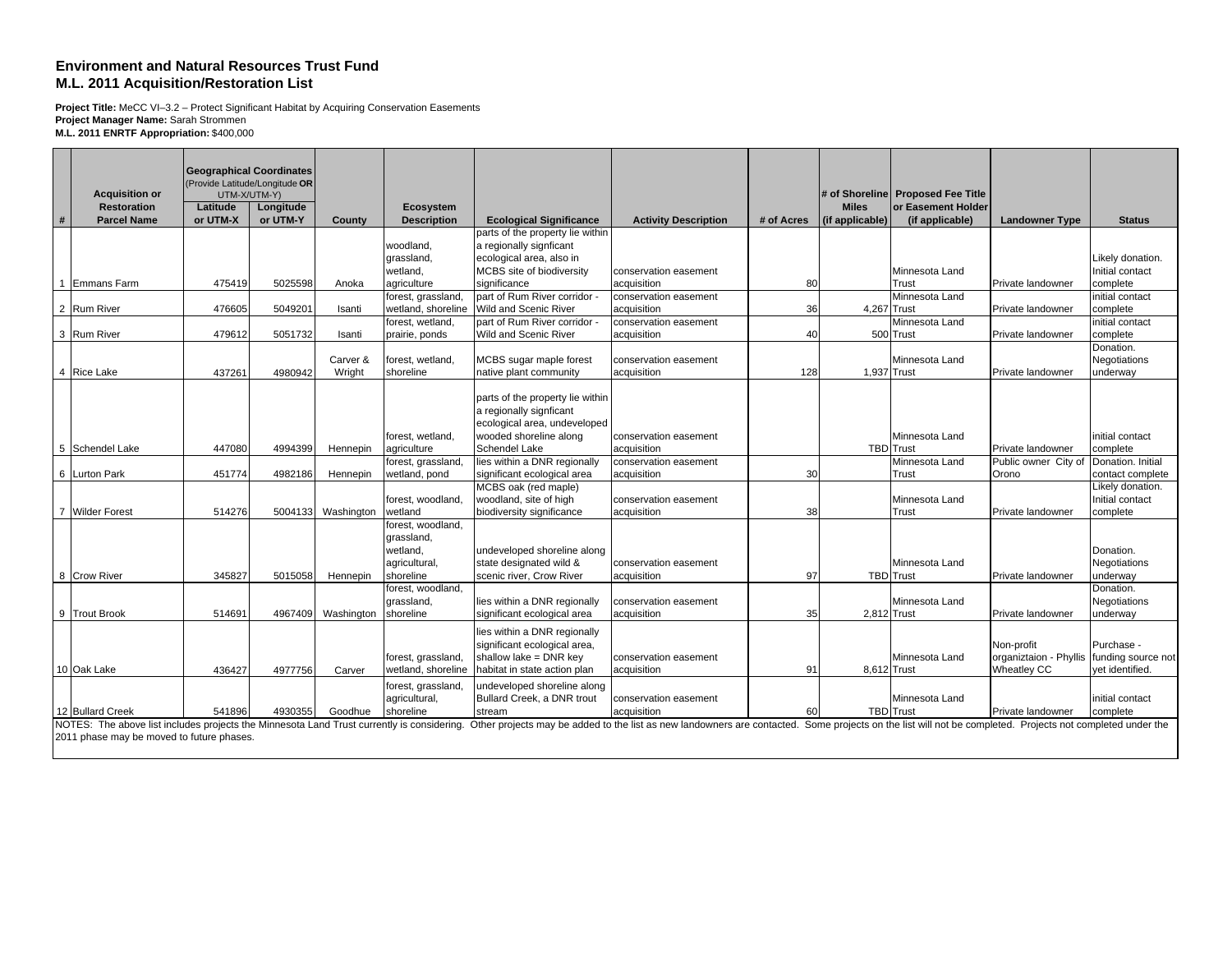**Environment and Natural Resources Trust Fund**
**M.L. 2011 Acquisition/Restoration List**

**Project Title:** MeCC VI–3.2 – Protect Significant Habitat by Acquiring Conservation Easements
**Project Manager Name:** Sarah Strommen
**M.L. 2011 ENRTF Appropriation:** $400,000

| # | Acquisition or Restoration Parcel Name | Geographical Coordinates (Provide Latitude/Longitude OR UTM-X/UTM-Y) Latitude or UTM-X | Longitude or UTM-Y | County | Ecosystem Description | Ecological Significance | Activity Description | # of Acres | # of Shoreline Miles (if applicable) | Proposed Fee Title or Easement Holder (if applicable) | Landowner Type | Status |
|---|---|---|---|---|---|---|---|---|---|---|---|---|
| 1 | Emmans Farm | 475419 | 5025598 | Anoka | woodland, grassland, wetland, agriculture | parts of the property lie within a regionally signficant ecological area, also in MCBS site of biodiversity significance | conservation easement acquisition | 80 | | Minnesota Land Trust | Private landowner | Likely donation. Initial contact complete |
| 2 | Rum River | 476605 | 5049201 | Isanti | forest, grassland, wetland, shoreline | part of Rum River corridor - Wild and Scenic River | conservation easement acquisition | 36 | 4,267 | Minnesota Land Trust | Private landowner | initial contact complete |
| 3 | Rum River | 479612 | 5051732 | Isanti | forest, wetland, prairie, ponds | part of Rum River corridor - Wild and Scenic River | conservation easement acquisition | 40 | 500 | Minnesota Land Trust | Private landowner | initial contact complete |
| 4 | Rice Lake | 437261 | 4980942 | Carver & Wright | forest, wetland, shoreline | MCBS sugar maple forest native plant community | conservation easement acquisition | 128 | 1,937 | Minnesota Land Trust | Private landowner | Donation. Negotiations underway |
| 5 | Schendel Lake | 447080 | 4994399 | Hennepin | forest, wetland, agriculture | parts of the property lie within a regionally signficant ecological area, undeveloped wooded shoreline along Schendel Lake | conservation easement acquisition | | TBD | Minnesota Land Trust | Private landowner | initial contact complete |
| 6 | Lurton Park | 451774 | 4982186 | Hennepin | forest, grassland, wetland, pond | lies within a DNR regionally significant ecological area | conservation easement acquisition | 30 | | Minnesota Land Trust | Public owner City of Orono | Donation. Initial contact complete |
| 7 | Wilder Forest | 514276 | 5004133 | Washington | forest, woodland, wetland | MCBS oak (red maple) woodland, site of high biodiversity significance | conservation easement acquisition | 38 | | Minnesota Land Trust | Private landowner | Likely donation. Initial contact complete |
| 8 | Crow River | 345827 | 5015058 | Hennepin | forest, woodland, grassland, wetland, agricultural, shoreline | undeveloped shoreline along state designated wild & scenic river, Crow River | conservation easement acquisition | 97 | TBD | Minnesota Land Trust | Private landowner | Donation. Negotiations underway |
| 9 | Trout Brook | 514691 | 4967409 | Washington | forest, woodland, grassland, shoreline | lies within a DNR regionally significant ecological area | conservation easement acquisition | 35 | 2,812 | Minnesota Land Trust | Private landowner | Donation. Negotiations underway |
| 10 | Oak Lake | 436427 | 4977756 | Carver | forest, grassland, wetland, shoreline | lies within a DNR regionally significant ecological area, shallow lake = DNR key habitat in state action plan | conservation easement acquisition | 91 | 8,612 | Minnesota Land Trust | Non-profit organiztaion - Phyllis Wheatley CC | Purchase - funding source not yet identified. |
| 12 | Bullard Creek | 541896 | 4930355 | Goodhue | forest, grassland, agricultural, shoreline | undeveloped shoreline along Bullard Creek, a DNR trout stream | conservation easement acquisition | 60 | TBD | Minnesota Land Trust | Private landowner | initial contact complete |

NOTES: The above list includes projects the Minnesota Land Trust currently is considering. Other projects may be added to the list as new landowners are contacted. Some projects on the list will not be completed. Projects not completed under the 2011 phase may be moved to future phases.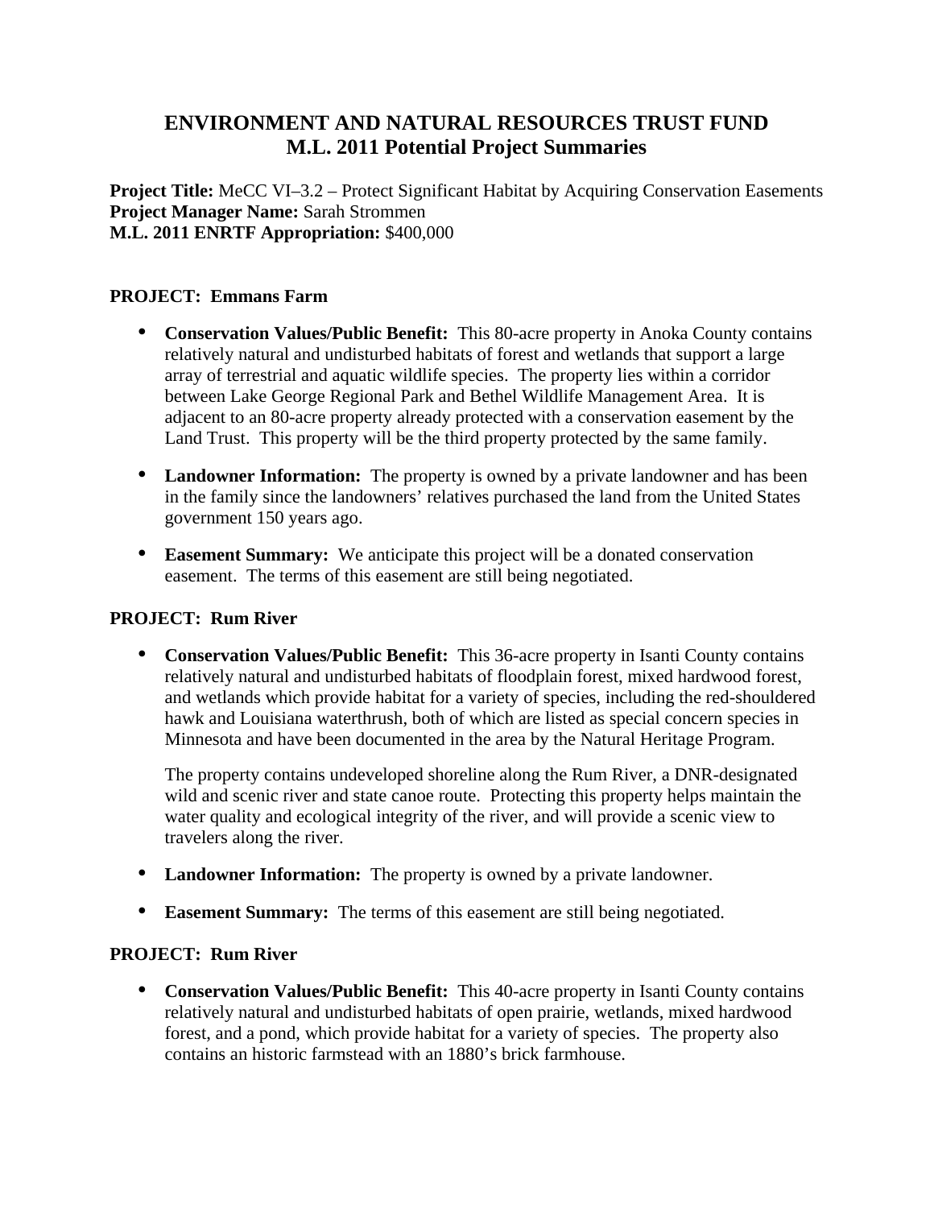# ENVIRONMENT AND NATURAL RESOURCES TRUST FUND
# M.L. 2011 Potential Project Summaries

**Project Title:** MeCC VI–3.2 – Protect Significant Habitat by Acquiring Conservation Easements
**Project Manager Name:** Sarah Strommen
**M.L. 2011 ENRTF Appropriation:** $400,000

**PROJECT: Emmans Farm**

- **Conservation Values/Public Benefit:** This 80-acre property in Anoka County contains relatively natural and undisturbed habitats of forest and wetlands that support a large array of terrestrial and aquatic wildlife species. The property lies within a corridor between Lake George Regional Park and Bethel Wildlife Management Area. It is adjacent to an 80-acre property already protected with a conservation easement by the Land Trust. This property will be the third property protected by the same family.

- **Landowner Information:** The property is owned by a private landowner and has been in the family since the landowners' relatives purchased the land from the United States government 150 years ago.

- **Easement Summary:** We anticipate this project will be a donated conservation easement. The terms of this easement are still being negotiated.

**PROJECT: Rum River**

- **Conservation Values/Public Benefit:** This 36-acre property in Isanti County contains relatively natural and undisturbed habitats of floodplain forest, mixed hardwood forest, and wetlands which provide habitat for a variety of species, including the red-shouldered hawk and Louisiana waterthrush, both of which are listed as special concern species in Minnesota and have been documented in the area by the Natural Heritage Program.

  The property contains undeveloped shoreline along the Rum River, a DNR-designated wild and scenic river and state canoe route. Protecting this property helps maintain the water quality and ecological integrity of the river, and will provide a scenic view to travelers along the river.

- **Landowner Information:** The property is owned by a private landowner.

- **Easement Summary:** The terms of this easement are still being negotiated.

**PROJECT: Rum River**

- **Conservation Values/Public Benefit:** This 40-acre property in Isanti County contains relatively natural and undisturbed habitats of open prairie, wetlands, mixed hardwood forest, and a pond, which provide habitat for a variety of species. The property also contains an historic farmstead with an 1880's brick farmhouse.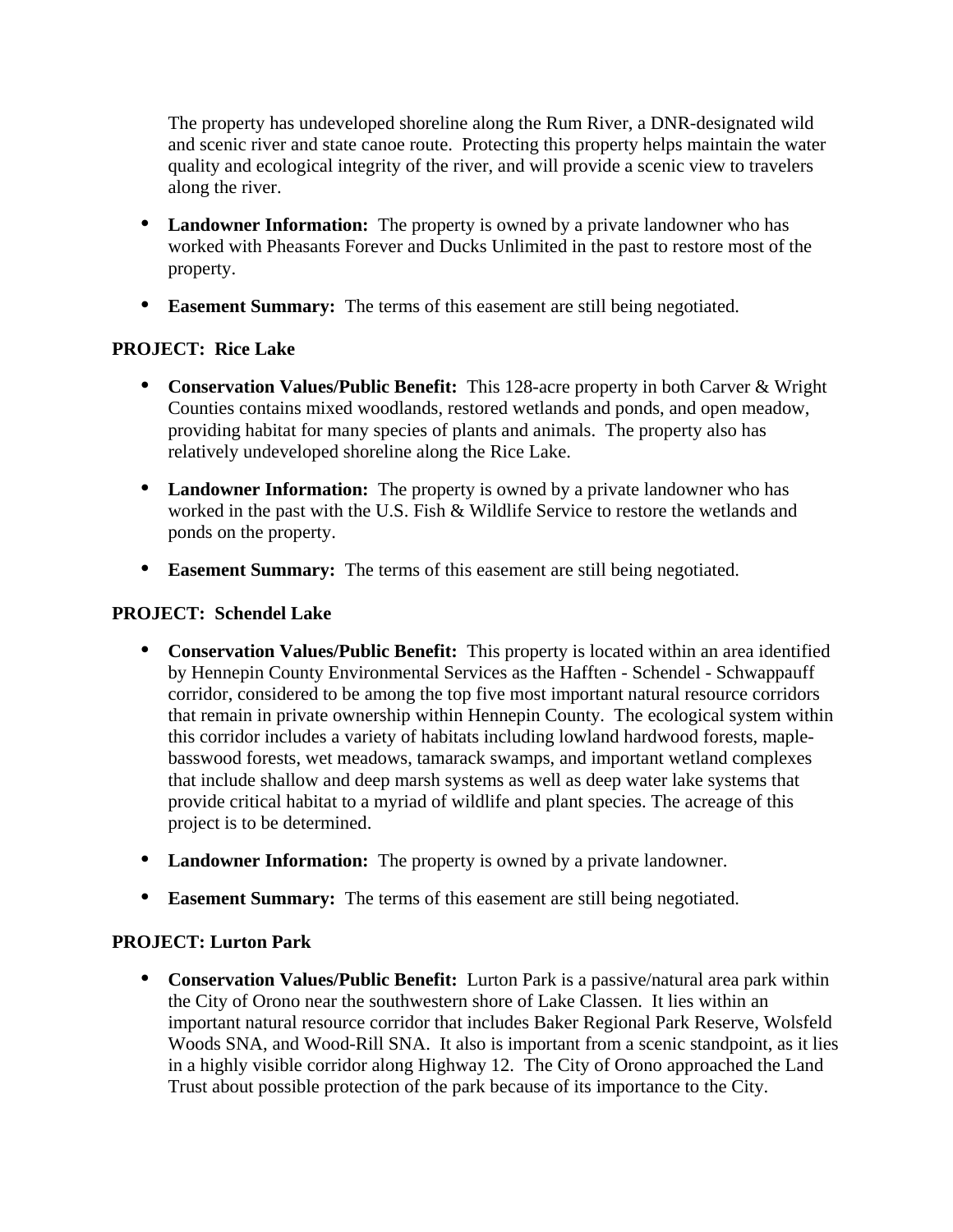The property has undeveloped shoreline along the Rum River, a DNR-designated wild and scenic river and state canoe route. Protecting this property helps maintain the water quality and ecological integrity of the river, and will provide a scenic view to travelers along the river.

- **Landowner Information:** The property is owned by a private landowner who has worked with Pheasants Forever and Ducks Unlimited in the past to restore most of the property.
- **Easement Summary:** The terms of this easement are still being negotiated.

**PROJECT: Rice Lake**

- **Conservation Values/Public Benefit:** This 128-acre property in both Carver & Wright Counties contains mixed woodlands, restored wetlands and ponds, and open meadow, providing habitat for many species of plants and animals. The property also has relatively undeveloped shoreline along the Rice Lake.
- **Landowner Information:** The property is owned by a private landowner who has worked in the past with the U.S. Fish & Wildlife Service to restore the wetlands and ponds on the property.
- **Easement Summary:** The terms of this easement are still being negotiated.

**PROJECT: Schendel Lake**

- **Conservation Values/Public Benefit:** This property is located within an area identified by Hennepin County Environmental Services as the Hafften - Schendel - Schwappauff corridor, considered to be among the top five most important natural resource corridors that remain in private ownership within Hennepin County. The ecological system within this corridor includes a variety of habitats including lowland hardwood forests, maple-basswood forests, wet meadows, tamarack swamps, and important wetland complexes that include shallow and deep marsh systems as well as deep water lake systems that provide critical habitat to a myriad of wildlife and plant species. The acreage of this project is to be determined.
- **Landowner Information:** The property is owned by a private landowner.
- **Easement Summary:** The terms of this easement are still being negotiated.

**PROJECT: Lurton Park**

- **Conservation Values/Public Benefit:** Lurton Park is a passive/natural area park within the City of Orono near the southwestern shore of Lake Classen. It lies within an important natural resource corridor that includes Baker Regional Park Reserve, Wolsfeld Woods SNA, and Wood-Rill SNA. It also is important from a scenic standpoint, as it lies in a highly visible corridor along Highway 12. The City of Orono approached the Land Trust about possible protection of the park because of its importance to the City.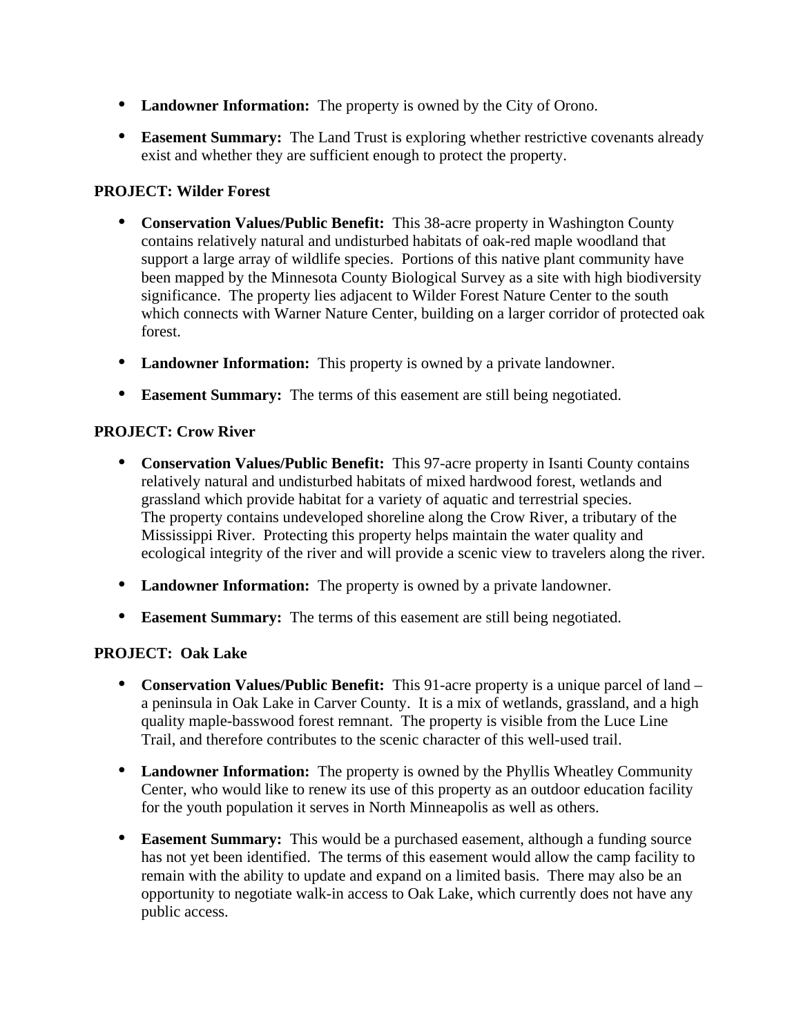- **Landowner Information:** The property is owned by the City of Orono.

- **Easement Summary:** The Land Trust is exploring whether restrictive covenants already exist and whether they are sufficient enough to protect the property.

**PROJECT: Wilder Forest**

- **Conservation Values/Public Benefit:** This 38-acre property in Washington County contains relatively natural and undisturbed habitats of oak-red maple woodland that support a large array of wildlife species. Portions of this native plant community have been mapped by the Minnesota County Biological Survey as a site with high biodiversity significance. The property lies adjacent to Wilder Forest Nature Center to the south which connects with Warner Nature Center, building on a larger corridor of protected oak forest.

- **Landowner Information:** This property is owned by a private landowner.

- **Easement Summary:** The terms of this easement are still being negotiated.

**PROJECT: Crow River**

- **Conservation Values/Public Benefit:** This 97-acre property in Isanti County contains relatively natural and undisturbed habitats of mixed hardwood forest, wetlands and grassland which provide habitat for a variety of aquatic and terrestrial species. The property contains undeveloped shoreline along the Crow River, a tributary of the Mississippi River. Protecting this property helps maintain the water quality and ecological integrity of the river and will provide a scenic view to travelers along the river.

- **Landowner Information:** The property is owned by a private landowner.

- **Easement Summary:** The terms of this easement are still being negotiated.

**PROJECT: Oak Lake**

- **Conservation Values/Public Benefit:** This 91-acre property is a unique parcel of land – a peninsula in Oak Lake in Carver County. It is a mix of wetlands, grassland, and a high quality maple-basswood forest remnant. The property is visible from the Luce Line Trail, and therefore contributes to the scenic character of this well-used trail.

- **Landowner Information:** The property is owned by the Phyllis Wheatley Community Center, who would like to renew its use of this property as an outdoor education facility for the youth population it serves in North Minneapolis as well as others.

- **Easement Summary:** This would be a purchased easement, although a funding source has not yet been identified. The terms of this easement would allow the camp facility to remain with the ability to update and expand on a limited basis. There may also be an opportunity to negotiate walk-in access to Oak Lake, which currently does not have any public access.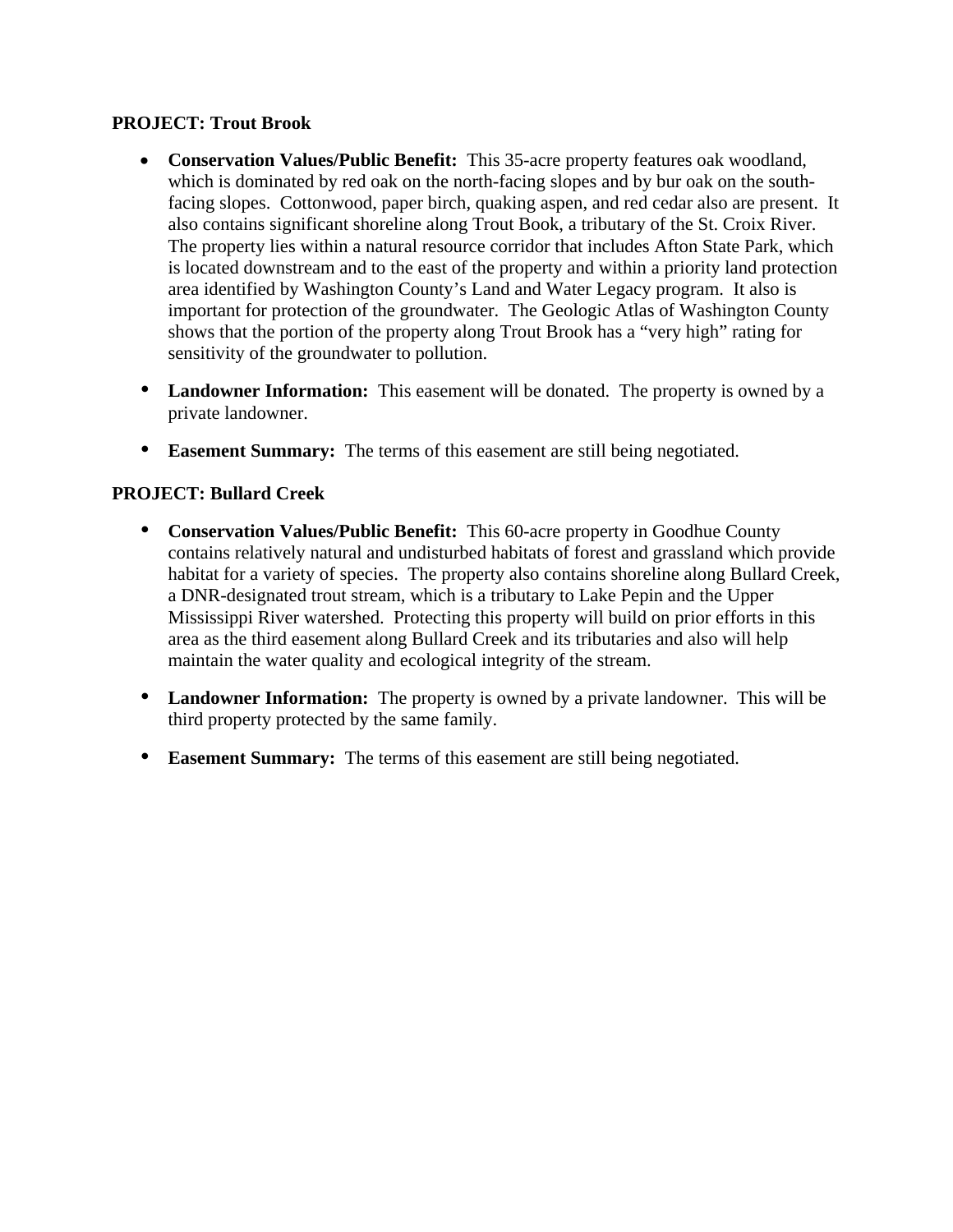**PROJECT: Trout Brook**

- **Conservation Values/Public Benefit:** This 35-acre property features oak woodland, which is dominated by red oak on the north-facing slopes and by bur oak on the south-facing slopes. Cottonwood, paper birch, quaking aspen, and red cedar also are present. It also contains significant shoreline along Trout Book, a tributary of the St. Croix River. The property lies within a natural resource corridor that includes Afton State Park, which is located downstream and to the east of the property and within a priority land protection area identified by Washington County's Land and Water Legacy program. It also is important for protection of the groundwater. The Geologic Atlas of Washington County shows that the portion of the property along Trout Brook has a "very high" rating for sensitivity of the groundwater to pollution.

- **Landowner Information:** This easement will be donated. The property is owned by a private landowner.

- **Easement Summary:** The terms of this easement are still being negotiated.

**PROJECT: Bullard Creek**

- **Conservation Values/Public Benefit:** This 60-acre property in Goodhue County contains relatively natural and undisturbed habitats of forest and grassland which provide habitat for a variety of species. The property also contains shoreline along Bullard Creek, a DNR-designated trout stream, which is a tributary to Lake Pepin and the Upper Mississippi River watershed. Protecting this property will build on prior efforts in this area as the third easement along Bullard Creek and its tributaries and also will help maintain the water quality and ecological integrity of the stream.

- **Landowner Information:** The property is owned by a private landowner. This will be third property protected by the same family.

- **Easement Summary:** The terms of this easement are still being negotiated.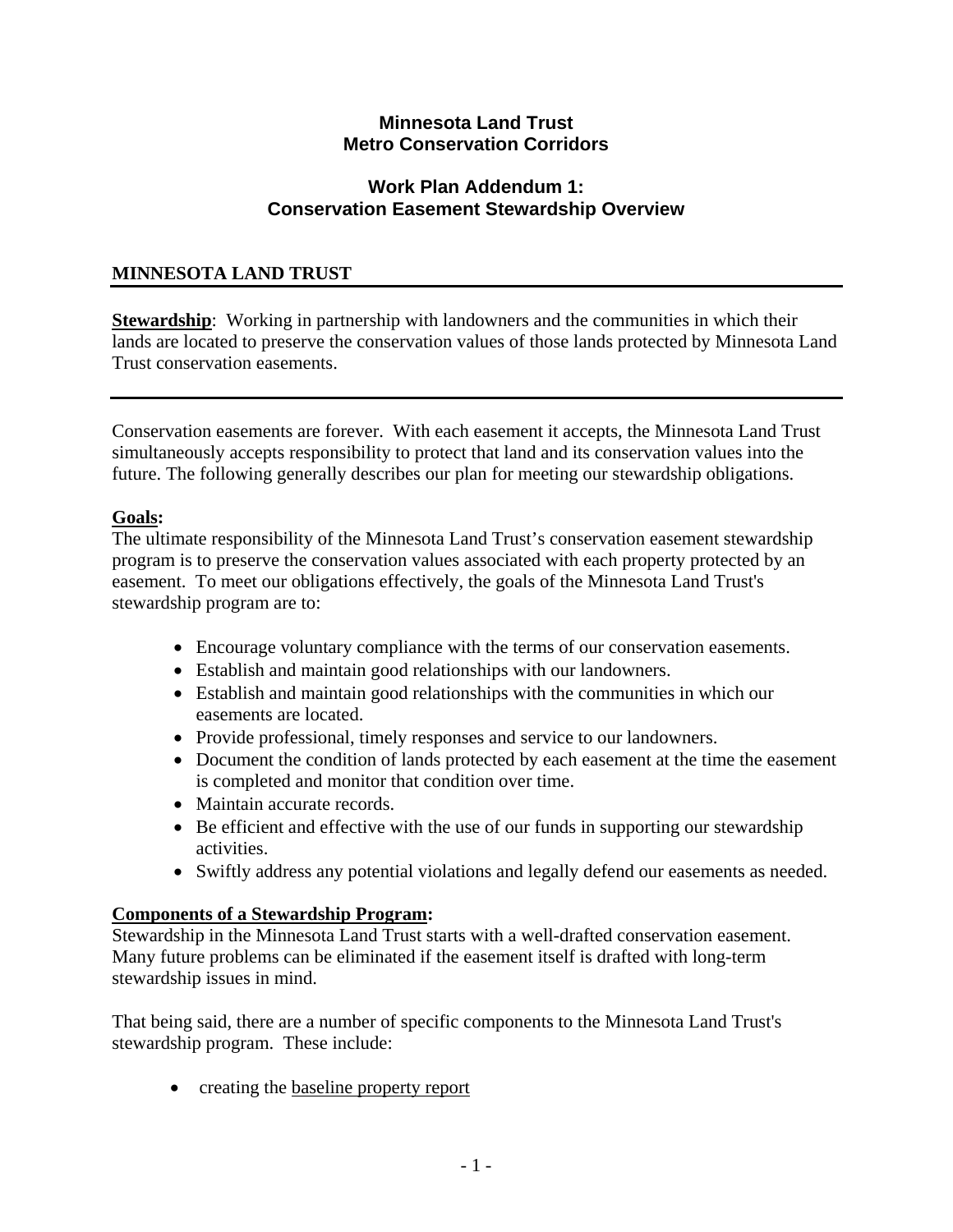**Minnesota Land Trust**
**Metro Conservation Corridors**

**Work Plan Addendum 1:**
**Conservation Easement Stewardship Overview**

## MINNESOTA LAND TRUST

**Stewardship**: Working in partnership with landowners and the communities in which their lands are located to preserve the conservation values of those lands protected by Minnesota Land Trust conservation easements.

---

Conservation easements are forever. With each easement it accepts, the Minnesota Land Trust simultaneously accepts responsibility to protect that land and its conservation values into the future. The following generally describes our plan for meeting our stewardship obligations.

**Goals:**

The ultimate responsibility of the Minnesota Land Trust's conservation easement stewardship program is to preserve the conservation values associated with each property protected by an easement. To meet our obligations effectively, the goals of the Minnesota Land Trust's stewardship program are to:

- Encourage voluntary compliance with the terms of our conservation easements.
- Establish and maintain good relationships with our landowners.
- Establish and maintain good relationships with the communities in which our easements are located.
- Provide professional, timely responses and service to our landowners.
- Document the condition of lands protected by each easement at the time the easement is completed and monitor that condition over time.
- Maintain accurate records.
- Be efficient and effective with the use of our funds in supporting our stewardship activities.
- Swiftly address any potential violations and legally defend our easements as needed.

**Components of a Stewardship Program:**

Stewardship in the Minnesota Land Trust starts with a well-drafted conservation easement. Many future problems can be eliminated if the easement itself is drafted with long-term stewardship issues in mind.

That being said, there are a number of specific components to the Minnesota Land Trust's stewardship program. These include:

- creating the baseline property report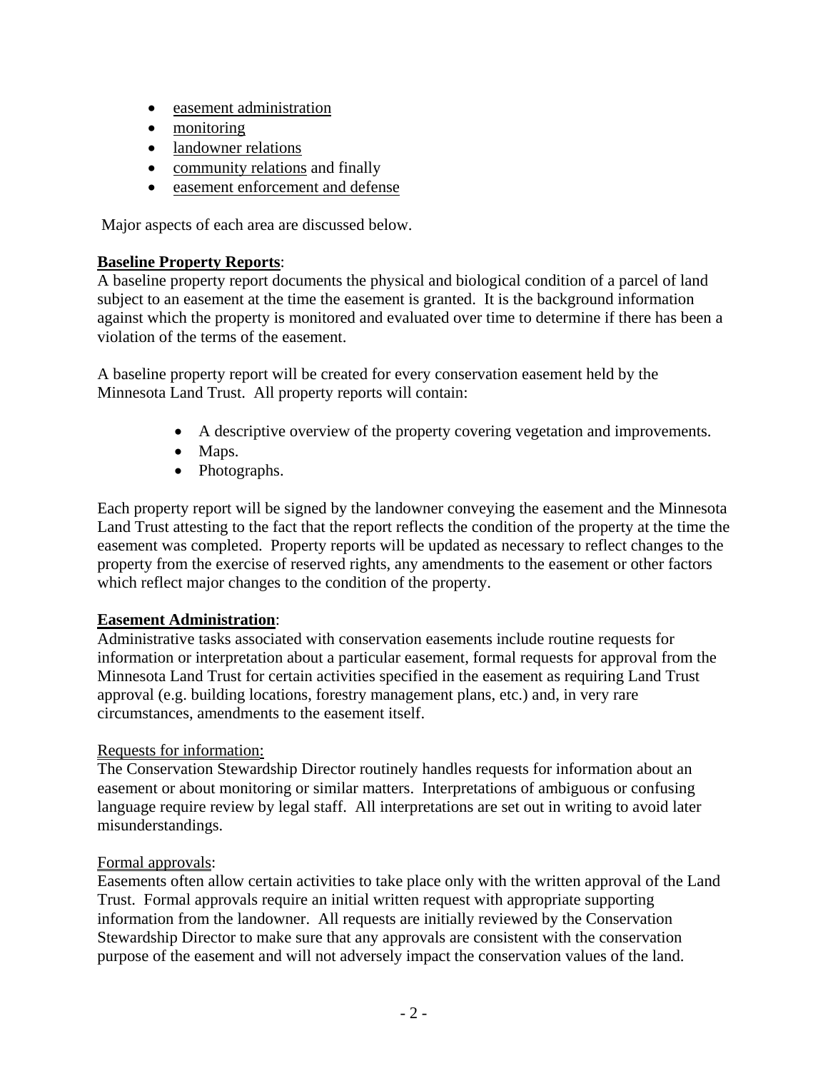- easement administration
- monitoring
- landowner relations
- community relations and finally
- easement enforcement and defense

Major aspects of each area are discussed below.

**Baseline Property Reports**:
A baseline property report documents the physical and biological condition of a parcel of land subject to an easement at the time the easement is granted. It is the background information against which the property is monitored and evaluated over time to determine if there has been a violation of the terms of the easement.

A baseline property report will be created for every conservation easement held by the Minnesota Land Trust. All property reports will contain:

- A descriptive overview of the property covering vegetation and improvements.
- Maps.
- Photographs.

Each property report will be signed by the landowner conveying the easement and the Minnesota Land Trust attesting to the fact that the report reflects the condition of the property at the time the easement was completed. Property reports will be updated as necessary to reflect changes to the property from the exercise of reserved rights, any amendments to the easement or other factors which reflect major changes to the condition of the property.

**Easement Administration**:
Administrative tasks associated with conservation easements include routine requests for information or interpretation about a particular easement, formal requests for approval from the Minnesota Land Trust for certain activities specified in the easement as requiring Land Trust approval (e.g. building locations, forestry management plans, etc.) and, in very rare circumstances, amendments to the easement itself.

Requests for information:
The Conservation Stewardship Director routinely handles requests for information about an easement or about monitoring or similar matters. Interpretations of ambiguous or confusing language require review by legal staff. All interpretations are set out in writing to avoid later misunderstandings.

Formal approvals:
Easements often allow certain activities to take place only with the written approval of the Land Trust. Formal approvals require an initial written request with appropriate supporting information from the landowner. All requests are initially reviewed by the Conservation Stewardship Director to make sure that any approvals are consistent with the conservation purpose of the easement and will not adversely impact the conservation values of the land.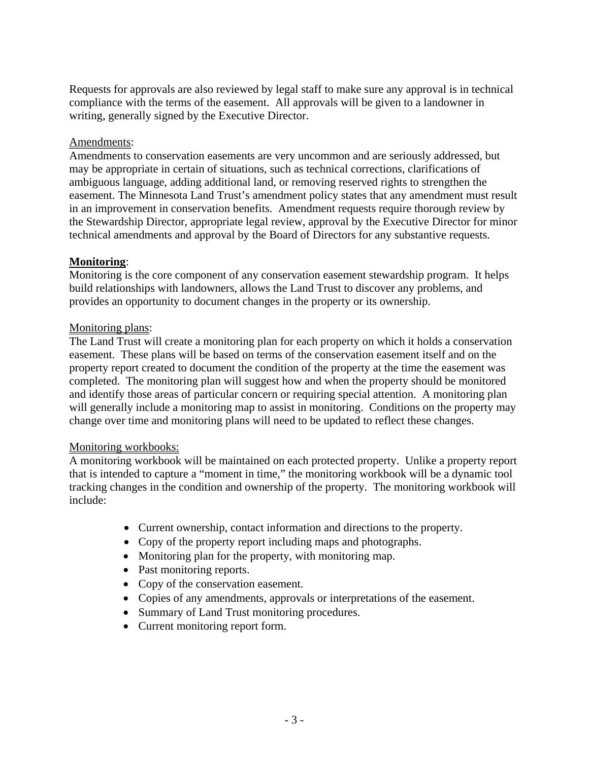Requests for approvals are also reviewed by legal staff to make sure any approval is in technical compliance with the terms of the easement. All approvals will be given to a landowner in writing, generally signed by the Executive Director.

Amendments:

Amendments to conservation easements are very uncommon and are seriously addressed, but may be appropriate in certain of situations, such as technical corrections, clarifications of ambiguous language, adding additional land, or removing reserved rights to strengthen the easement. The Minnesota Land Trust's amendment policy states that any amendment must result in an improvement in conservation benefits. Amendment requests require thorough review by the Stewardship Director, appropriate legal review, approval by the Executive Director for minor technical amendments and approval by the Board of Directors for any substantive requests.

**Monitoring**:

Monitoring is the core component of any conservation easement stewardship program. It helps build relationships with landowners, allows the Land Trust to discover any problems, and provides an opportunity to document changes in the property or its ownership.

Monitoring plans:

The Land Trust will create a monitoring plan for each property on which it holds a conservation easement. These plans will be based on terms of the conservation easement itself and on the property report created to document the condition of the property at the time the easement was completed. The monitoring plan will suggest how and when the property should be monitored and identify those areas of particular concern or requiring special attention. A monitoring plan will generally include a monitoring map to assist in monitoring. Conditions on the property may change over time and monitoring plans will need to be updated to reflect these changes.

Monitoring workbooks:

A monitoring workbook will be maintained on each protected property. Unlike a property report that is intended to capture a "moment in time," the monitoring workbook will be a dynamic tool tracking changes in the condition and ownership of the property. The monitoring workbook will include:

- Current ownership, contact information and directions to the property.
- Copy of the property report including maps and photographs.
- Monitoring plan for the property, with monitoring map.
- Past monitoring reports.
- Copy of the conservation easement.
- Copies of any amendments, approvals or interpretations of the easement.
- Summary of Land Trust monitoring procedures.
- Current monitoring report form.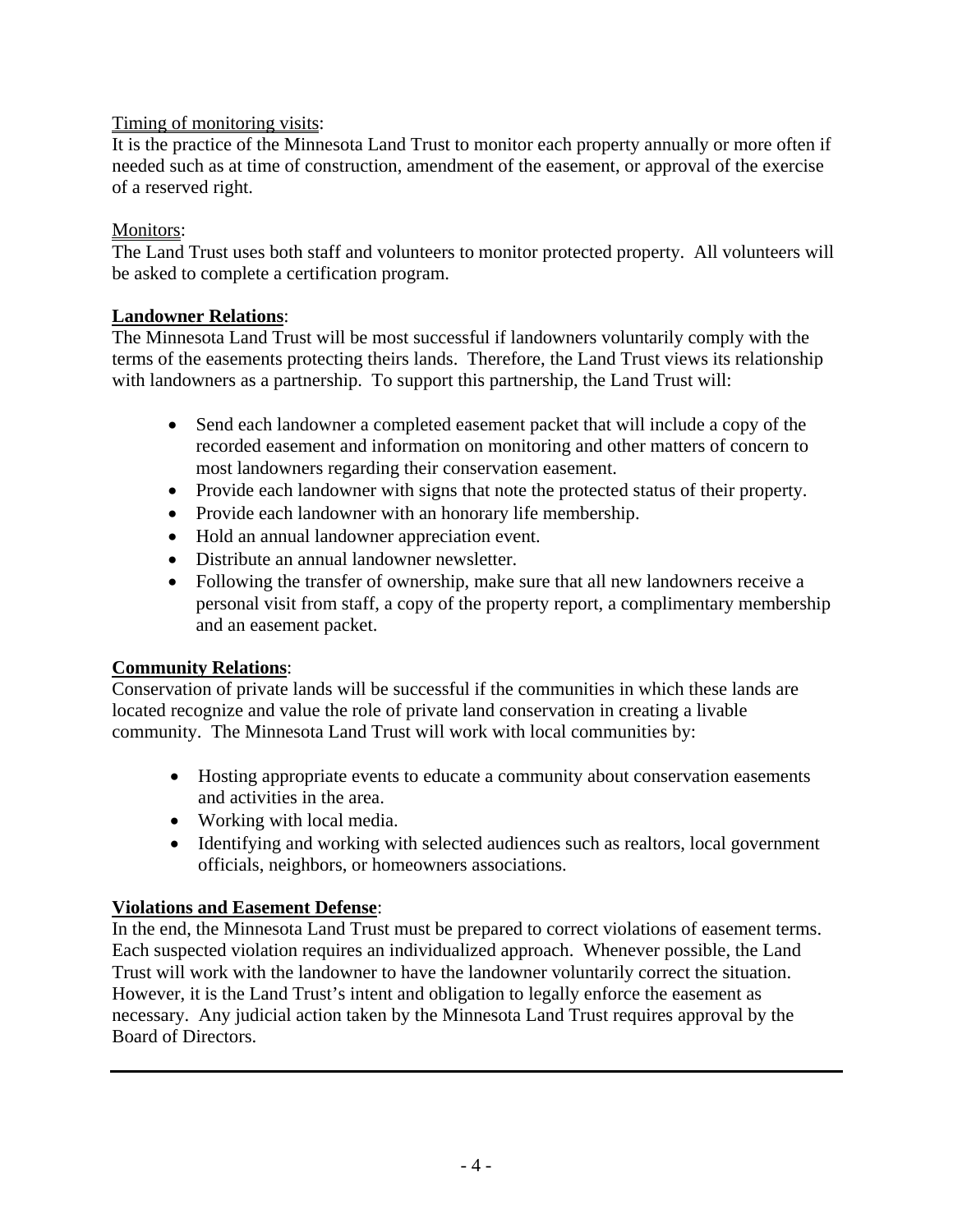Timing of monitoring visits:
It is the practice of the Minnesota Land Trust to monitor each property annually or more often if needed such as at time of construction, amendment of the easement, or approval of the exercise of a reserved right.

Monitors:
The Land Trust uses both staff and volunteers to monitor protected property. All volunteers will be asked to complete a certification program.

**Landowner Relations**:
The Minnesota Land Trust will be most successful if landowners voluntarily comply with the terms of the easements protecting theirs lands. Therefore, the Land Trust views its relationship with landowners as a partnership. To support this partnership, the Land Trust will:

- Send each landowner a completed easement packet that will include a copy of the recorded easement and information on monitoring and other matters of concern to most landowners regarding their conservation easement.
- Provide each landowner with signs that note the protected status of their property.
- Provide each landowner with an honorary life membership.
- Hold an annual landowner appreciation event.
- Distribute an annual landowner newsletter.
- Following the transfer of ownership, make sure that all new landowners receive a personal visit from staff, a copy of the property report, a complimentary membership and an easement packet.

**Community Relations**:
Conservation of private lands will be successful if the communities in which these lands are located recognize and value the role of private land conservation in creating a livable community. The Minnesota Land Trust will work with local communities by:

- Hosting appropriate events to educate a community about conservation easements and activities in the area.
- Working with local media.
- Identifying and working with selected audiences such as realtors, local government officials, neighbors, or homeowners associations.

**Violations and Easement Defense**:
In the end, the Minnesota Land Trust must be prepared to correct violations of easement terms. Each suspected violation requires an individualized approach. Whenever possible, the Land Trust will work with the landowner to have the landowner voluntarily correct the situation. However, it is the Land Trust's intent and obligation to legally enforce the easement as necessary. Any judicial action taken by the Minnesota Land Trust requires approval by the Board of Directors.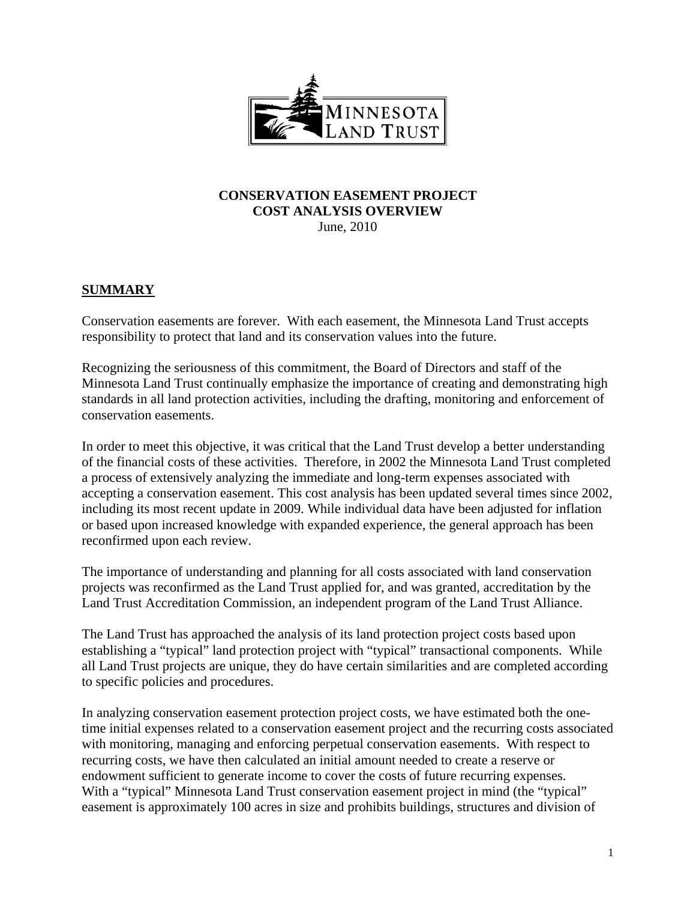**CONSERVATION EASEMENT PROJECT**
**COST ANALYSIS OVERVIEW**
June, 2010

## SUMMARY

Conservation easements are forever. With each easement, the Minnesota Land Trust accepts responsibility to protect that land and its conservation values into the future.

Recognizing the seriousness of this commitment, the Board of Directors and staff of the Minnesota Land Trust continually emphasize the importance of creating and demonstrating high standards in all land protection activities, including the drafting, monitoring and enforcement of conservation easements.

In order to meet this objective, it was critical that the Land Trust develop a better understanding of the financial costs of these activities. Therefore, in 2002 the Minnesota Land Trust completed a process of extensively analyzing the immediate and long-term expenses associated with accepting a conservation easement. This cost analysis has been updated several times since 2002, including its most recent update in 2009. While individual data have been adjusted for inflation or based upon increased knowledge with expanded experience, the general approach has been reconfirmed upon each review.

The importance of understanding and planning for all costs associated with land conservation projects was reconfirmed as the Land Trust applied for, and was granted, accreditation by the Land Trust Accreditation Commission, an independent program of the Land Trust Alliance.

The Land Trust has approached the analysis of its land protection project costs based upon establishing a "typical" land protection project with "typical" transactional components. While all Land Trust projects are unique, they do have certain similarities and are completed according to specific policies and procedures.

In analyzing conservation easement protection project costs, we have estimated both the one-time initial expenses related to a conservation easement project and the recurring costs associated with monitoring, managing and enforcing perpetual conservation easements. With respect to recurring costs, we have then calculated an initial amount needed to create a reserve or endowment sufficient to generate income to cover the costs of future recurring expenses. With a "typical" Minnesota Land Trust conservation easement project in mind (the "typical" easement is approximately 100 acres in size and prohibits buildings, structures and division of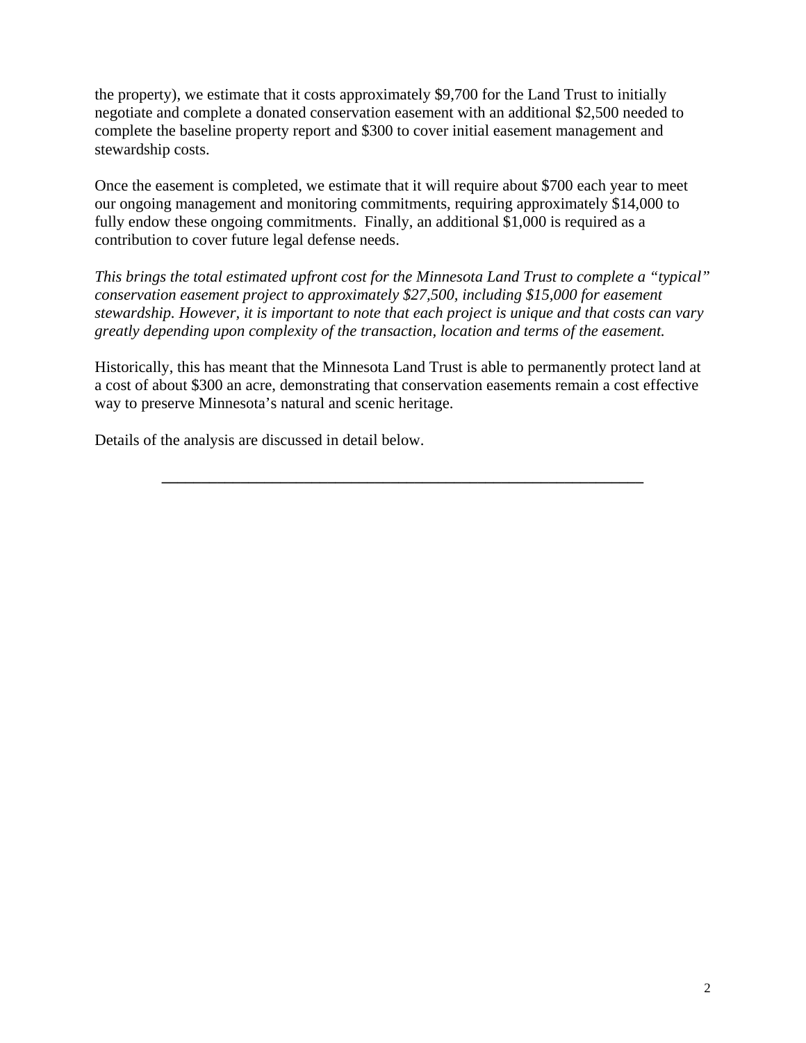the property), we estimate that it costs approximately $9,700 for the Land Trust to initially negotiate and complete a donated conservation easement with an additional $2,500 needed to complete the baseline property report and $300 to cover initial easement management and stewardship costs.

Once the easement is completed, we estimate that it will require about $700 each year to meet our ongoing management and monitoring commitments, requiring approximately $14,000 to fully endow these ongoing commitments. Finally, an additional $1,000 is required as a contribution to cover future legal defense needs.

*This brings the total estimated upfront cost for the Minnesota Land Trust to complete a "typical" conservation easement project to approximately $27,500, including $15,000 for easement stewardship. However, it is important to note that each project is unique and that costs can vary greatly depending upon complexity of the transaction, location and terms of the easement.*

Historically, this has meant that the Minnesota Land Trust is able to permanently protect land at a cost of about $300 an acre, demonstrating that conservation easements remain a cost effective way to preserve Minnesota's natural and scenic heritage.

Details of the analysis are discussed in detail below.

---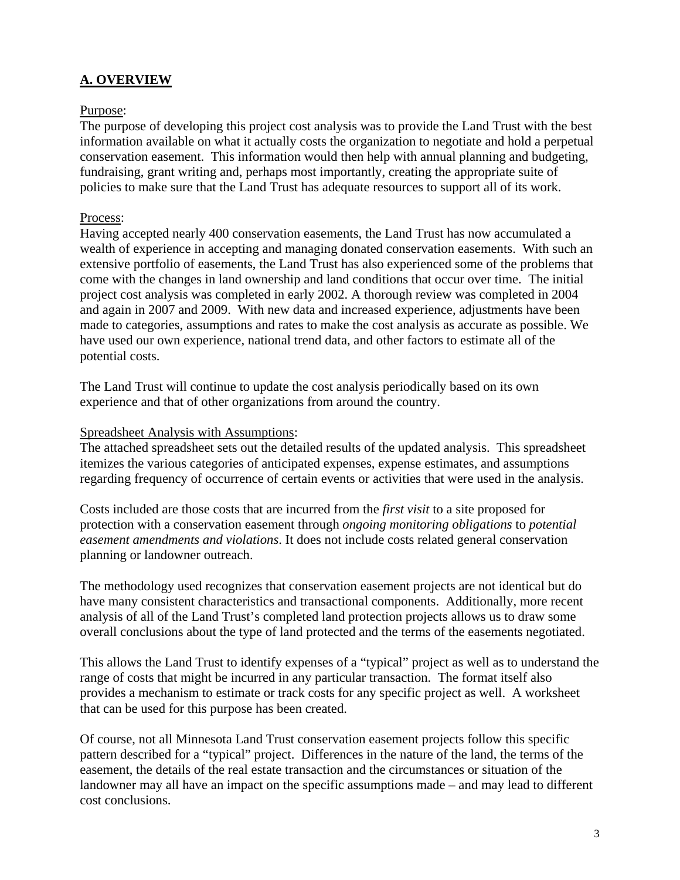## A. OVERVIEW

Purpose:

The purpose of developing this project cost analysis was to provide the Land Trust with the best information available on what it actually costs the organization to negotiate and hold a perpetual conservation easement. This information would then help with annual planning and budgeting, fundraising, grant writing and, perhaps most importantly, creating the appropriate suite of policies to make sure that the Land Trust has adequate resources to support all of its work.

Process:

Having accepted nearly 400 conservation easements, the Land Trust has now accumulated a wealth of experience in accepting and managing donated conservation easements. With such an extensive portfolio of easements, the Land Trust has also experienced some of the problems that come with the changes in land ownership and land conditions that occur over time. The initial project cost analysis was completed in early 2002. A thorough review was completed in 2004 and again in 2007 and 2009. With new data and increased experience, adjustments have been made to categories, assumptions and rates to make the cost analysis as accurate as possible. We have used our own experience, national trend data, and other factors to estimate all of the potential costs.

The Land Trust will continue to update the cost analysis periodically based on its own experience and that of other organizations from around the country.

Spreadsheet Analysis with Assumptions:

The attached spreadsheet sets out the detailed results of the updated analysis. This spreadsheet itemizes the various categories of anticipated expenses, expense estimates, and assumptions regarding frequency of occurrence of certain events or activities that were used in the analysis.

Costs included are those costs that are incurred from the *first visit* to a site proposed for protection with a conservation easement through *ongoing monitoring obligations* to *potential easement amendments and violations*. It does not include costs related general conservation planning or landowner outreach.

The methodology used recognizes that conservation easement projects are not identical but do have many consistent characteristics and transactional components. Additionally, more recent analysis of all of the Land Trust's completed land protection projects allows us to draw some overall conclusions about the type of land protected and the terms of the easements negotiated.

This allows the Land Trust to identify expenses of a "typical" project as well as to understand the range of costs that might be incurred in any particular transaction. The format itself also provides a mechanism to estimate or track costs for any specific project as well. A worksheet that can be used for this purpose has been created.

Of course, not all Minnesota Land Trust conservation easement projects follow this specific pattern described for a "typical" project. Differences in the nature of the land, the terms of the easement, the details of the real estate transaction and the circumstances or situation of the landowner may all have an impact on the specific assumptions made – and may lead to different cost conclusions.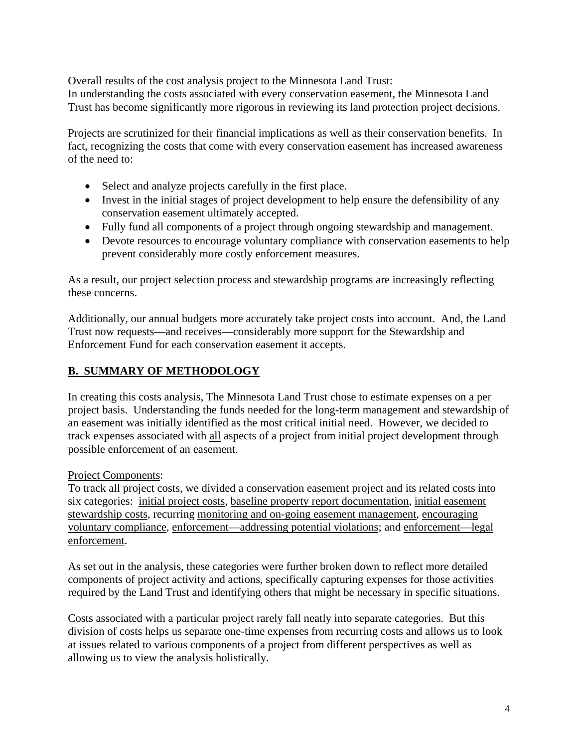<u>Overall results of the cost analysis project to the Minnesota Land Trust</u>:
In understanding the costs associated with every conservation easement, the Minnesota Land Trust has become significantly more rigorous in reviewing its land protection project decisions.

Projects are scrutinized for their financial implications as well as their conservation benefits. In fact, recognizing the costs that come with every conservation easement has increased awareness of the need to:

- Select and analyze projects carefully in the first place.
- Invest in the initial stages of project development to help ensure the defensibility of any conservation easement ultimately accepted.
- Fully fund all components of a project through ongoing stewardship and management.
- Devote resources to encourage voluntary compliance with conservation easements to help prevent considerably more costly enforcement measures.

As a result, our project selection process and stewardship programs are increasingly reflecting these concerns.

Additionally, our annual budgets more accurately take project costs into account. And, the Land Trust now requests—and receives—considerably more support for the Stewardship and Enforcement Fund for each conservation easement it accepts.

## B. SUMMARY OF METHODOLOGY

In creating this costs analysis, The Minnesota Land Trust chose to estimate expenses on a per project basis. Understanding the funds needed for the long-term management and stewardship of an easement was initially identified as the most critical initial need. However, we decided to track expenses associated with <u>all</u> aspects of a project from initial project development through possible enforcement of an easement.

<u>Project Components</u>:
To track all project costs, we divided a conservation easement project and its related costs into six categories: <u>initial project costs</u>, <u>baseline property report documentation</u>, <u>initial easement stewardship costs</u>, recurring <u>monitoring and on-going easement management</u>, <u>encouraging voluntary compliance</u>, <u>enforcement—addressing potential violations</u>; and <u>enforcement—legal enforcement</u>.

As set out in the analysis, these categories were further broken down to reflect more detailed components of project activity and actions, specifically capturing expenses for those activities required by the Land Trust and identifying others that might be necessary in specific situations.

Costs associated with a particular project rarely fall neatly into separate categories. But this division of costs helps us separate one-time expenses from recurring costs and allows us to look at issues related to various components of a project from different perspectives as well as allowing us to view the analysis holistically.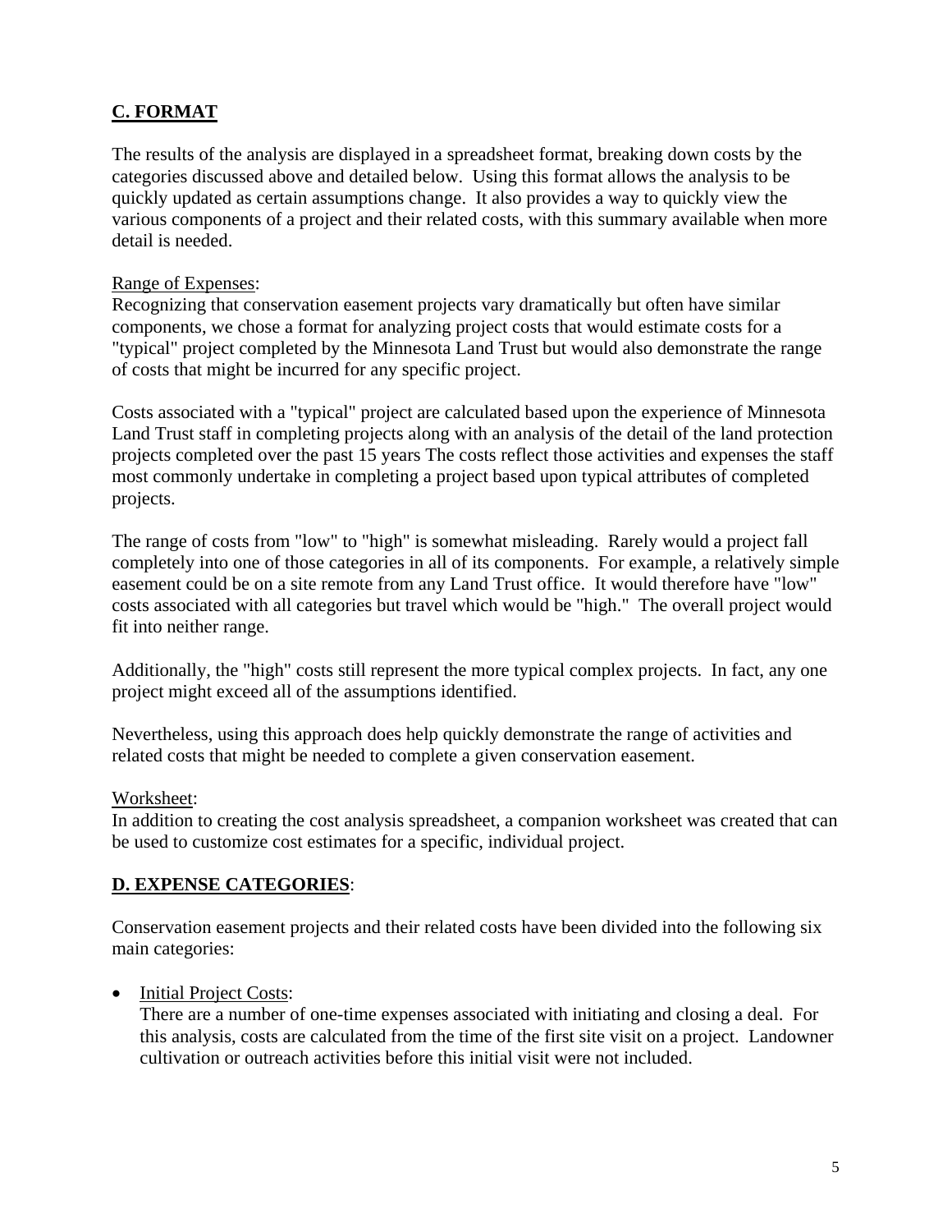## C. FORMAT

The results of the analysis are displayed in a spreadsheet format, breaking down costs by the categories discussed above and detailed below. Using this format allows the analysis to be quickly updated as certain assumptions change. It also provides a way to quickly view the various components of a project and their related costs, with this summary available when more detail is needed.

Range of Expenses:
Recognizing that conservation easement projects vary dramatically but often have similar components, we chose a format for analyzing project costs that would estimate costs for a "typical" project completed by the Minnesota Land Trust but would also demonstrate the range of costs that might be incurred for any specific project.

Costs associated with a "typical" project are calculated based upon the experience of Minnesota Land Trust staff in completing projects along with an analysis of the detail of the land protection projects completed over the past 15 years The costs reflect those activities and expenses the staff most commonly undertake in completing a project based upon typical attributes of completed projects.

The range of costs from "low" to "high" is somewhat misleading. Rarely would a project fall completely into one of those categories in all of its components. For example, a relatively simple easement could be on a site remote from any Land Trust office. It would therefore have "low" costs associated with all categories but travel which would be "high." The overall project would fit into neither range.

Additionally, the "high" costs still represent the more typical complex projects. In fact, any one project might exceed all of the assumptions identified.

Nevertheless, using this approach does help quickly demonstrate the range of activities and related costs that might be needed to complete a given conservation easement.

Worksheet:
In addition to creating the cost analysis spreadsheet, a companion worksheet was created that can be used to customize cost estimates for a specific, individual project.

## D. EXPENSE CATEGORIES:

Conservation easement projects and their related costs have been divided into the following six main categories:

- Initial Project Costs:
  There are a number of one-time expenses associated with initiating and closing a deal. For this analysis, costs are calculated from the time of the first site visit on a project. Landowner cultivation or outreach activities before this initial visit were not included.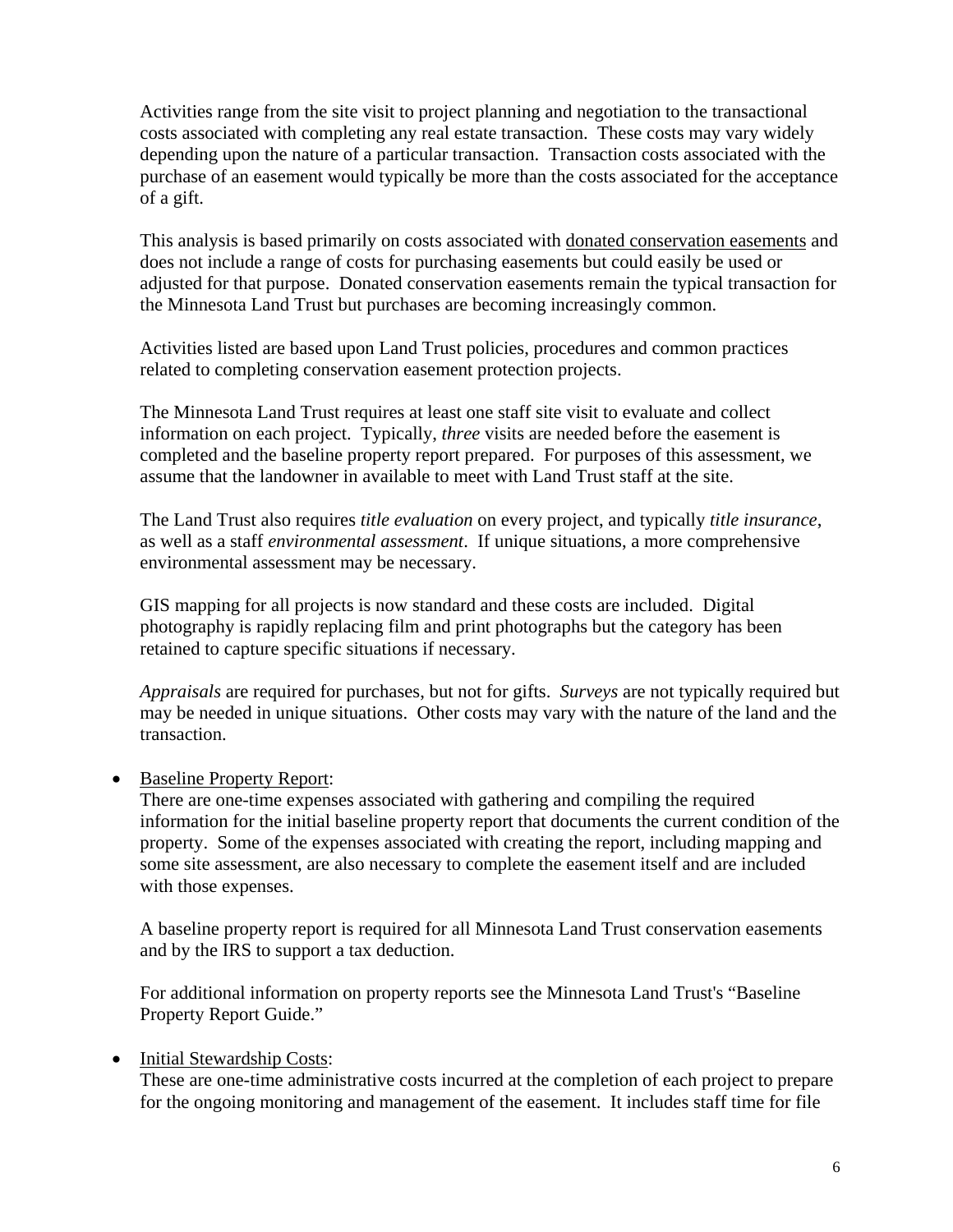Activities range from the site visit to project planning and negotiation to the transactional costs associated with completing any real estate transaction. These costs may vary widely depending upon the nature of a particular transaction. Transaction costs associated with the purchase of an easement would typically be more than the costs associated for the acceptance of a gift.

This analysis is based primarily on costs associated with <u>donated conservation easements</u> and does not include a range of costs for purchasing easements but could easily be used or adjusted for that purpose. Donated conservation easements remain the typical transaction for the Minnesota Land Trust but purchases are becoming increasingly common.

Activities listed are based upon Land Trust policies, procedures and common practices related to completing conservation easement protection projects.

The Minnesota Land Trust requires at least one staff site visit to evaluate and collect information on each project. Typically, *three* visits are needed before the easement is completed and the baseline property report prepared. For purposes of this assessment, we assume that the landowner in available to meet with Land Trust staff at the site.

The Land Trust also requires *title evaluation* on every project, and typically *title insurance*, as well as a staff *environmental assessment*. If unique situations, a more comprehensive environmental assessment may be necessary.

GIS mapping for all projects is now standard and these costs are included. Digital photography is rapidly replacing film and print photographs but the category has been retained to capture specific situations if necessary.

*Appraisals* are required for purchases, but not for gifts. *Surveys* are not typically required but may be needed in unique situations. Other costs may vary with the nature of the land and the transaction.

- <u>Baseline Property Report</u>:
  There are one-time expenses associated with gathering and compiling the required information for the initial baseline property report that documents the current condition of the property. Some of the expenses associated with creating the report, including mapping and some site assessment, are also necessary to complete the easement itself and are included with those expenses.

  A baseline property report is required for all Minnesota Land Trust conservation easements and by the IRS to support a tax deduction.

  For additional information on property reports see the Minnesota Land Trust's "Baseline Property Report Guide."

- <u>Initial Stewardship Costs</u>:
  These are one-time administrative costs incurred at the completion of each project to prepare for the ongoing monitoring and management of the easement. It includes staff time for file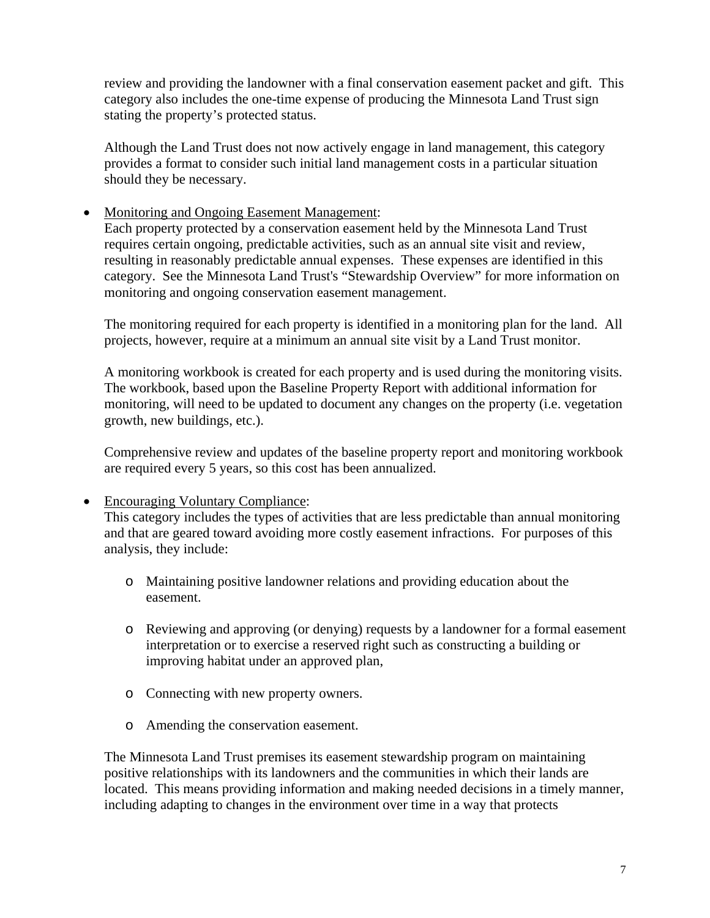review and providing the landowner with a final conservation easement packet and gift. This category also includes the one-time expense of producing the Minnesota Land Trust sign stating the property's protected status.

Although the Land Trust does not now actively engage in land management, this category provides a format to consider such initial land management costs in a particular situation should they be necessary.

- Monitoring and Ongoing Easement Management:

  Each property protected by a conservation easement held by the Minnesota Land Trust requires certain ongoing, predictable activities, such as an annual site visit and review, resulting in reasonably predictable annual expenses. These expenses are identified in this category. See the Minnesota Land Trust's "Stewardship Overview" for more information on monitoring and ongoing conservation easement management.

  The monitoring required for each property is identified in a monitoring plan for the land. All projects, however, require at a minimum an annual site visit by a Land Trust monitor.

  A monitoring workbook is created for each property and is used during the monitoring visits. The workbook, based upon the Baseline Property Report with additional information for monitoring, will need to be updated to document any changes on the property (i.e. vegetation growth, new buildings, etc.).

  Comprehensive review and updates of the baseline property report and monitoring workbook are required every 5 years, so this cost has been annualized.

- Encouraging Voluntary Compliance:

  This category includes the types of activities that are less predictable than annual monitoring and that are geared toward avoiding more costly easement infractions. For purposes of this analysis, they include:

  - Maintaining positive landowner relations and providing education about the easement.
  - Reviewing and approving (or denying) requests by a landowner for a formal easement interpretation or to exercise a reserved right such as constructing a building or improving habitat under an approved plan,
  - Connecting with new property owners.
  - Amending the conservation easement.

  The Minnesota Land Trust premises its easement stewardship program on maintaining positive relationships with its landowners and the communities in which their lands are located. This means providing information and making needed decisions in a timely manner, including adapting to changes in the environment over time in a way that protects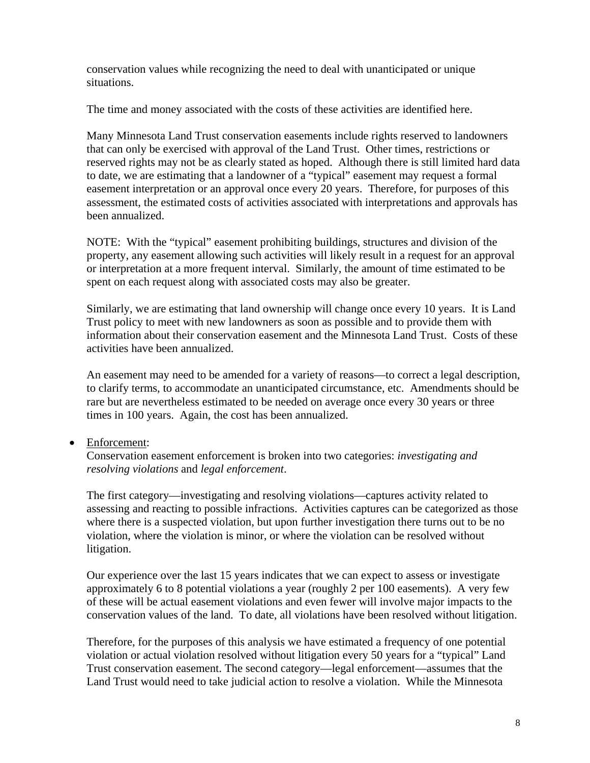conservation values while recognizing the need to deal with unanticipated or unique situations.

The time and money associated with the costs of these activities are identified here.

Many Minnesota Land Trust conservation easements include rights reserved to landowners that can only be exercised with approval of the Land Trust. Other times, restrictions or reserved rights may not be as clearly stated as hoped. Although there is still limited hard data to date, we are estimating that a landowner of a "typical" easement may request a formal easement interpretation or an approval once every 20 years. Therefore, for purposes of this assessment, the estimated costs of activities associated with interpretations and approvals has been annualized.

NOTE: With the "typical" easement prohibiting buildings, structures and division of the property, any easement allowing such activities will likely result in a request for an approval or interpretation at a more frequent interval. Similarly, the amount of time estimated to be spent on each request along with associated costs may also be greater.

Similarly, we are estimating that land ownership will change once every 10 years. It is Land Trust policy to meet with new landowners as soon as possible and to provide them with information about their conservation easement and the Minnesota Land Trust. Costs of these activities have been annualized.

An easement may need to be amended for a variety of reasons—to correct a legal description, to clarify terms, to accommodate an unanticipated circumstance, etc. Amendments should be rare but are nevertheless estimated to be needed on average once every 30 years or three times in 100 years. Again, the cost has been annualized.

- Enforcement:
  Conservation easement enforcement is broken into two categories: *investigating and resolving violations* and *legal enforcement*.

  The first category—investigating and resolving violations—captures activity related to assessing and reacting to possible infractions. Activities captures can be categorized as those where there is a suspected violation, but upon further investigation there turns out to be no violation, where the violation is minor, or where the violation can be resolved without litigation.

  Our experience over the last 15 years indicates that we can expect to assess or investigate approximately 6 to 8 potential violations a year (roughly 2 per 100 easements). A very few of these will be actual easement violations and even fewer will involve major impacts to the conservation values of the land. To date, all violations have been resolved without litigation.

  Therefore, for the purposes of this analysis we have estimated a frequency of one potential violation or actual violation resolved without litigation every 50 years for a "typical" Land Trust conservation easement. The second category—legal enforcement—assumes that the Land Trust would need to take judicial action to resolve a violation. While the Minnesota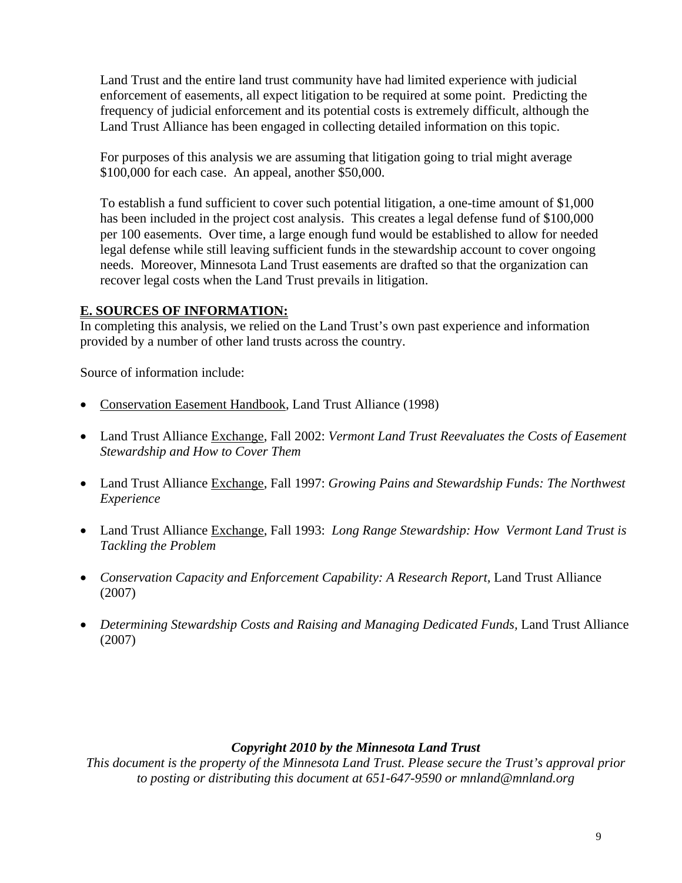Land Trust and the entire land trust community have had limited experience with judicial enforcement of easements, all expect litigation to be required at some point. Predicting the frequency of judicial enforcement and its potential costs is extremely difficult, although the Land Trust Alliance has been engaged in collecting detailed information on this topic.

For purposes of this analysis we are assuming that litigation going to trial might average $100,000 for each case. An appeal, another $50,000.

To establish a fund sufficient to cover such potential litigation, a one-time amount of $1,000 has been included in the project cost analysis. This creates a legal defense fund of $100,000 per 100 easements. Over time, a large enough fund would be established to allow for needed legal defense while still leaving sufficient funds in the stewardship account to cover ongoing needs. Moreover, Minnesota Land Trust easements are drafted so that the organization can recover legal costs when the Land Trust prevails in litigation.

## E. SOURCES OF INFORMATION:

In completing this analysis, we relied on the Land Trust's own past experience and information provided by a number of other land trusts across the country.

Source of information include:

- Conservation Easement Handbook, Land Trust Alliance (1998)
- Land Trust Alliance Exchange, Fall 2002: *Vermont Land Trust Reevaluates the Costs of Easement Stewardship and How to Cover Them*
- Land Trust Alliance Exchange, Fall 1997: *Growing Pains and Stewardship Funds: The Northwest Experience*
- Land Trust Alliance Exchange, Fall 1993: *Long Range Stewardship: How Vermont Land Trust is Tackling the Problem*
- *Conservation Capacity and Enforcement Capability: A Research Report*, Land Trust Alliance (2007)
- *Determining Stewardship Costs and Raising and Managing Dedicated Funds,* Land Trust Alliance (2007)

***Copyright 2010 by the Minnesota Land Trust***

*This document is the property of the Minnesota Land Trust. Please secure the Trust's approval prior to posting or distributing this document at 651-647-9590 or mnland@mnland.org*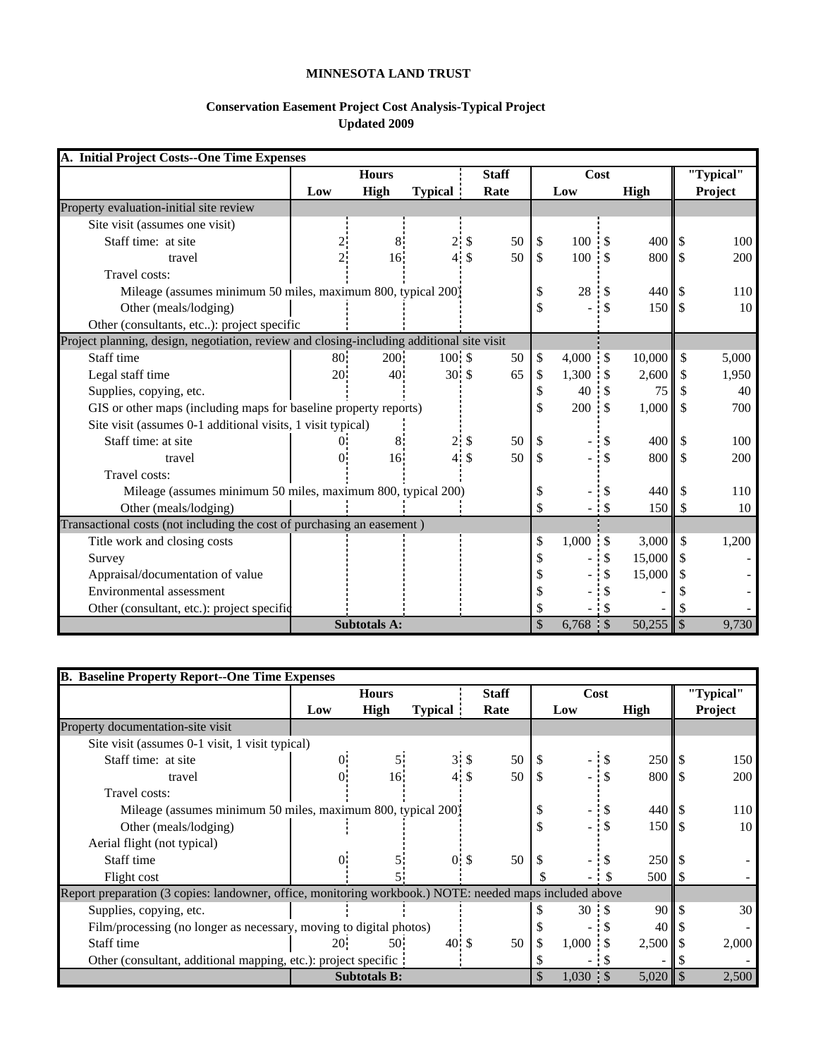**MINNESOTA LAND TRUST**

**Conservation Easement Project Cost Analysis-Typical Project**
**Updated 2009**

| A. Initial Project Costs--One Time Expenses | Hours | | | Staff | Cost | | "Typical" |
|---|---|---|---|---|---|---|---|
| | Low | High | Typical | Rate | Low | High | Project |
| Property evaluation-initial site review | | | | | | | |
| Site visit (assumes one visit) | | | | | | | |
| Staff time: at site | 2 | 8 | 2 | $ 50 | $ 100 | $ 400 | $ 100 |
| travel | 2 | 16 | 4 | $ 50 | $ 100 | $ 800 | $ 200 |
| Travel costs: | | | | | | | |
| Mileage (assumes minimum 50 miles, maximum 800, typical 200) | | | | | $ 28 | $ 440 | $ 110 |
| Other (meals/lodging) | | | | | $ - | $ 150 | $ 10 |
| Other (consultants, etc..): project specific | | | | | | | |
| Project planning, design, negotiation, review and closing-including additional site visit | | | | | | | |
| Staff time | 80 | 200 | 100 | $ 50 | $ 4,000 | $ 10,000 | $ 5,000 |
| Legal staff time | 20 | 40 | 30 | $ 65 | $ 1,300 | $ 2,600 | $ 1,950 |
| Supplies, copying, etc. | | | | | $ 40 | $ 75 | $ 40 |
| GIS or other maps (including maps for baseline property reports) | | | | | $ 200 | $ 1,000 | $ 700 |
| Site visit (assumes 0-1 additional visits, 1 visit typical) | | | | | | | |
| Staff time: at site | 0 | 8 | 2 | $ 50 | $ - | $ 400 | $ 100 |
| travel | 0 | 16 | 4 | $ 50 | $ - | $ 800 | $ 200 |
| Travel costs: | | | | | | | |
| Mileage (assumes minimum 50 miles, maximum 800, typical 200) | | | | | $ - | $ 440 | $ 110 |
| Other (meals/lodging) | | | | | $ - | $ 150 | $ 10 |
| Transactional costs (not including the cost of purchasing an easement ) | | | | | | | |
| Title work and closing costs | | | | | $ 1,000 | $ 3,000 | $ 1,200 |
| Survey | | | | | $ - | $ 15,000 | $ - |
| Appraisal/documentation of value | | | | | $ - | $ 15,000 | $ - |
| Environmental assessment | | | | | $ - | $ - | $ - |
| Other (consultant, etc.): project specific | | | | | $ - | $ - | $ - |
| | Subtotals A: | | | | $ 6,768 | $ 50,255 | $ 9,730 |

| B. Baseline Property Report--One Time Expenses | Hours | | | Staff | Cost | | "Typical" |
|---|---|---|---|---|---|---|---|
| | Low | High | Typical | Rate | Low | High | Project |
| Property documentation-site visit | | | | | | | |
| Site visit (assumes 0-1 visit, 1 visit typical) | | | | | | | |
| Staff time: at site | 0 | 5 | 3 | $ 50 | $ - | $ 250 | $ 150 |
| travel | 0 | 16 | 4 | $ 50 | $ - | $ 800 | $ 200 |
| Travel costs: | | | | | | | |
| Mileage (assumes minimum 50 miles, maximum 800, typical 200) | | | | | $ - | $ 440 | $ 110 |
| Other (meals/lodging) | | | | | $ - | $ 150 | $ 10 |
| Aerial flight (not typical) | | | | | | | |
| Staff time | 0 | 5 | 0 | $ 50 | $ - | $ 250 | $ - |
| Flight cost | | 5 | | | $ - | $ 500 | $ - |
| Report preparation (3 copies: landowner, office, monitoring workbook.) NOTE: needed maps included above | | | | | | | |
| Supplies, copying, etc. | | | | | $ 30 | $ 90 | $ 30 |
| Film/processing (no longer as necessary, moving to digital photos) | | | | | $ - | $ 40 | $ - |
| Staff time | 20 | 50 | 40 | $ 50 | $ 1,000 | $ 2,500 | $ 2,000 |
| Other (consultant, additional mapping, etc.): project specific | | | | | $ - | $ - | $ - |
| | Subtotals B: | | | | $ 1,030 | $ 5,020 | $ 2,500 |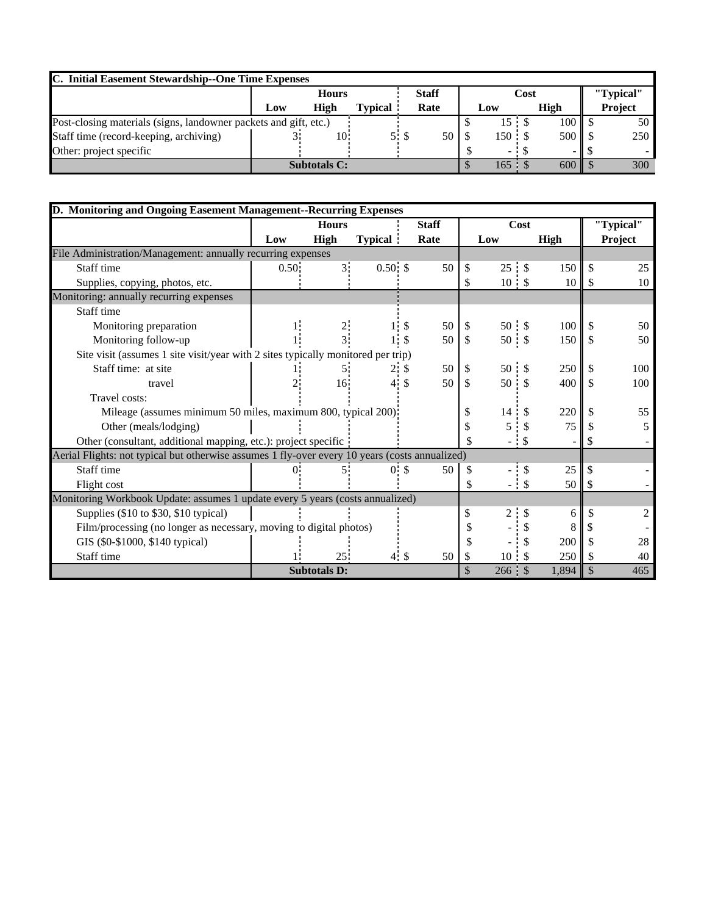| C. Initial Easement Stewardship--One Time Expenses | | | | | | | |
|---|---|---|---|---|---|---|---|
| | Hours | | | Staff | Cost | | "Typical" |
| | Low | High | Typical | Rate | Low | High | Project |
| Post-closing materials (signs, landowner packets and gift, etc.) | | | | | $ 15 | $ 100 | $ 50 |
| Staff time (record-keeping, archiving) | 3 | 10 | 5 | $ 50 | $ 150 | $ 500 | $ 250 |
| Other: project specific | | | | | $ - | $ - | $ - |
| Subtotals C: | | | | | $ 165 | $ 600 | $ 300 |

| D. Monitoring and Ongoing Easement Management--Recurring Expenses | | | | | | | |
|---|---|---|---|---|---|---|---|
| | Hours | | | Staff | Cost | | "Typical" |
| | Low | High | Typical | Rate | Low | High | Project |
| File Administration/Management: annually recurring expenses | | | | | | | |
| Staff time | 0.50 | 3 | 0.50 | $ 50 | $ 25 | $ 150 | $ 25 |
| Supplies, copying, photos, etc. | | | | | $ 10 | $ 10 | $ 10 |
| Monitoring: annually recurring expenses | | | | | | | |
| Staff time | | | | | | | |
| Monitoring preparation | 1 | 2 | 1 | $ 50 | $ 50 | $ 100 | $ 50 |
| Monitoring follow-up | 1 | 3 | 1 | $ 50 | $ 50 | $ 150 | $ 50 |
| Site visit (assumes 1 site visit/year with 2 sites typically monitored per trip) | | | | | | | |
| Staff time: at site | 1 | 5 | 2 | $ 50 | $ 50 | $ 250 | $ 100 |
| travel | 2 | 16 | 4 | $ 50 | $ 50 | $ 400 | $ 100 |
| Travel costs: | | | | | | | |
| Mileage (assumes minimum 50 miles, maximum 800, typical 200) | | | | | $ 14 | $ 220 | $ 55 |
| Other (meals/lodging) | | | | | $ 5 | $ 75 | $ 5 |
| Other (consultant, additional mapping, etc.): project specific | | | | | $ - | $ - | $ - |
| Aerial Flights: not typical but otherwise assumes 1 fly-over every 10 years (costs annualized) | | | | | | | |
| Staff time | 0 | 5 | 0 | $ 50 | $ - | $ 25 | $ - |
| Flight cost | | | | | $ - | $ 50 | $ - |
| Monitoring Workbook Update: assumes 1 update every 5 years (costs annualized) | | | | | | | |
| Supplies ($10 to $30, $10 typical) | | | | | $ 2 | $ 6 | $ 2 |
| Film/processing (no longer as necessary, moving to digital photos) | | | | | $ - | $ 8 | $ - |
| GIS ($0-$1000, $140 typical) | | | | | $ - | $ 200 | $ 28 |
| Staff time | 1 | 25 | 4 | $ 50 | $ 10 | $ 250 | $ 40 |
| Subtotals D: | | | | | $ 266 | $ 1,894 | $ 465 |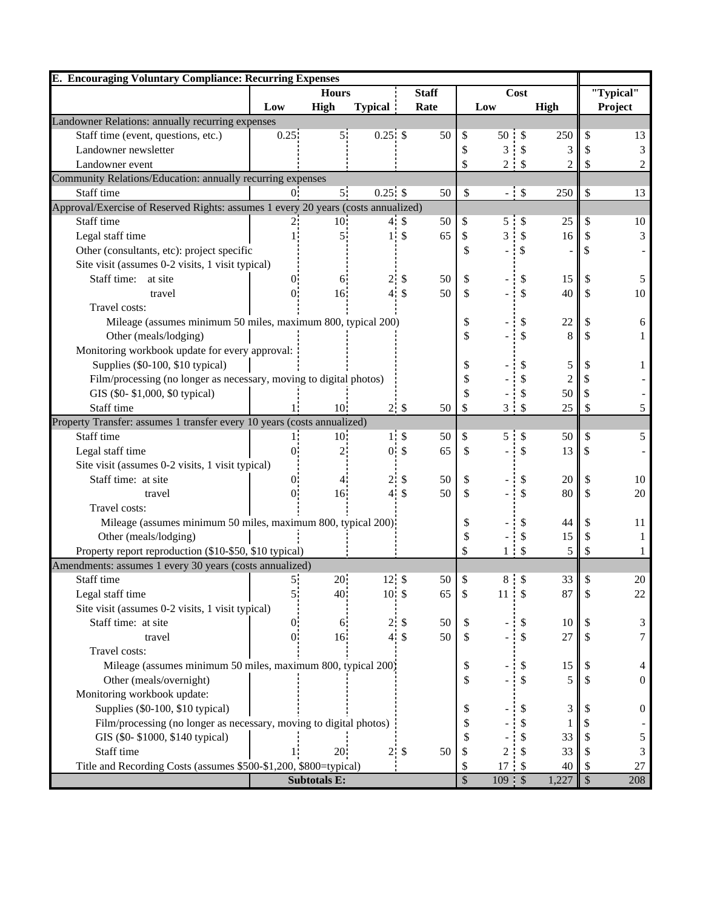| E. Encouraging Voluntary Compliance: Recurring Expenses | | | | | | | |
|---|---|---|---|---|---|---|---|
| | Hours | | | Staff | Cost | | "Typical" |
| | Low | High | Typical | Rate | Low | High | Project |
| Landowner Relations: annually recurring expenses | | | | | | | |
| Staff time (event, questions, etc.) | 0.25 | 5 | 0.25 | $ 50 | $ 50 | $ 250 | $ 13 |
| Landowner newsletter | | | | | $ 3 | $ 3 | $ 3 |
| Landowner event | | | | | $ 2 | $ 2 | $ 2 |
| Community Relations/Education: annually recurring expenses | | | | | | | |
| Staff time | 0 | 5 | 0.25 | $ 50 | $ - | $ 250 | $ 13 |
| Approval/Exercise of Reserved Rights: assumes 1 every 20 years (costs annualized) | | | | | | | |
| Staff time | 2 | 10 | 4 | $ 50 | $ 5 | $ 25 | $ 10 |
| Legal staff time | 1 | 5 | 1 | $ 65 | $ 3 | $ 16 | $ 3 |
| Other (consultants, etc): project specific | | | | | $ - | $ - | $ - |
| Site visit (assumes 0-2 visits, 1 visit typical) | | | | | | | |
| Staff time: at site | 0 | 6 | 2 | $ 50 | $ - | $ 15 | $ 5 |
| travel | 0 | 16 | 4 | $ 50 | $ - | $ 40 | $ 10 |
| Travel costs: | | | | | | | |
| Mileage (assumes minimum 50 miles, maximum 800, typical 200) | | | | | $ - | $ 22 | $ 6 |
| Other (meals/lodging) | | | | | $ - | $ 8 | $ 1 |
| Monitoring workbook update for every approval: | | | | | | | |
| Supplies ($0-100, $10 typical) | | | | | $ - | $ 5 | $ 1 |
| Film/processing (no longer as necessary, moving to digital photos) | | | | | $ - | $ 2 | $ - |
| GIS ($0- $1,000, $0 typical) | | | | | $ - | $ 50 | $ - |
| Staff time | 1 | 10 | 2 | $ 50 | $ 3 | $ 25 | $ 5 |
| Property Transfer: assumes 1 transfer every 10 years (costs annualized) | | | | | | | |
| Staff time | 1 | 10 | 1 | $ 50 | $ 5 | $ 50 | $ 5 |
| Legal staff time | 0 | 2 | 0 | $ 65 | $ - | $ 13 | $ - |
| Site visit (assumes 0-2 visits, 1 visit typical) | | | | | | | |
| Staff time: at site | 0 | 4 | 2 | $ 50 | $ - | $ 20 | $ 10 |
| travel | 0 | 16 | 4 | $ 50 | $ - | $ 80 | $ 20 |
| Travel costs: | | | | | | | |
| Mileage (assumes minimum 50 miles, maximum 800, typical 200) | | | | | $ - | $ 44 | $ 11 |
| Other (meals/lodging) | | | | | $ - | $ 15 | $ 1 |
| Property report reproduction ($10-$50, $10 typical) | | | | | $ 1 | $ 5 | $ 1 |
| Amendments: assumes 1 every 30 years (costs annualized) | | | | | | | |
| Staff time | 5 | 20 | 12 | $ 50 | $ 8 | $ 33 | $ 20 |
| Legal staff time | 5 | 40 | 10 | $ 65 | $ 11 | $ 87 | $ 22 |
| Site visit (assumes 0-2 visits, 1 visit typical) | | | | | | | |
| Staff time: at site | 0 | 6 | 2 | $ 50 | $ - | $ 10 | $ 3 |
| travel | 0 | 16 | 4 | $ 50 | $ - | $ 27 | $ 7 |
| Travel costs: | | | | | | | |
| Mileage (assumes minimum 50 miles, maximum 800, typical 200) | | | | | $ - | $ 15 | $ 4 |
| Other (meals/overnight) | | | | | $ - | $ 5 | $ 0 |
| Monitoring workbook update: | | | | | | | |
| Supplies ($0-100, $10 typical) | | | | | $ - | $ 3 | $ 0 |
| Film/processing (no longer as necessary, moving to digital photos) | | | | | $ - | $ 1 | $ - |
| GIS ($0- $1000, $140 typical) | | | | | $ - | $ 33 | $ 5 |
| Staff time | 1 | 20 | 2 | $ 50 | $ 2 | $ 33 | $ 3 |
| Title and Recording Costs (assumes $500-$1,200, $800=typical) | | | | | $ 17 | $ 40 | $ 27 |
| | **Subtotals E:** | | | | $ 109 | $ 1,227 | $ 208 |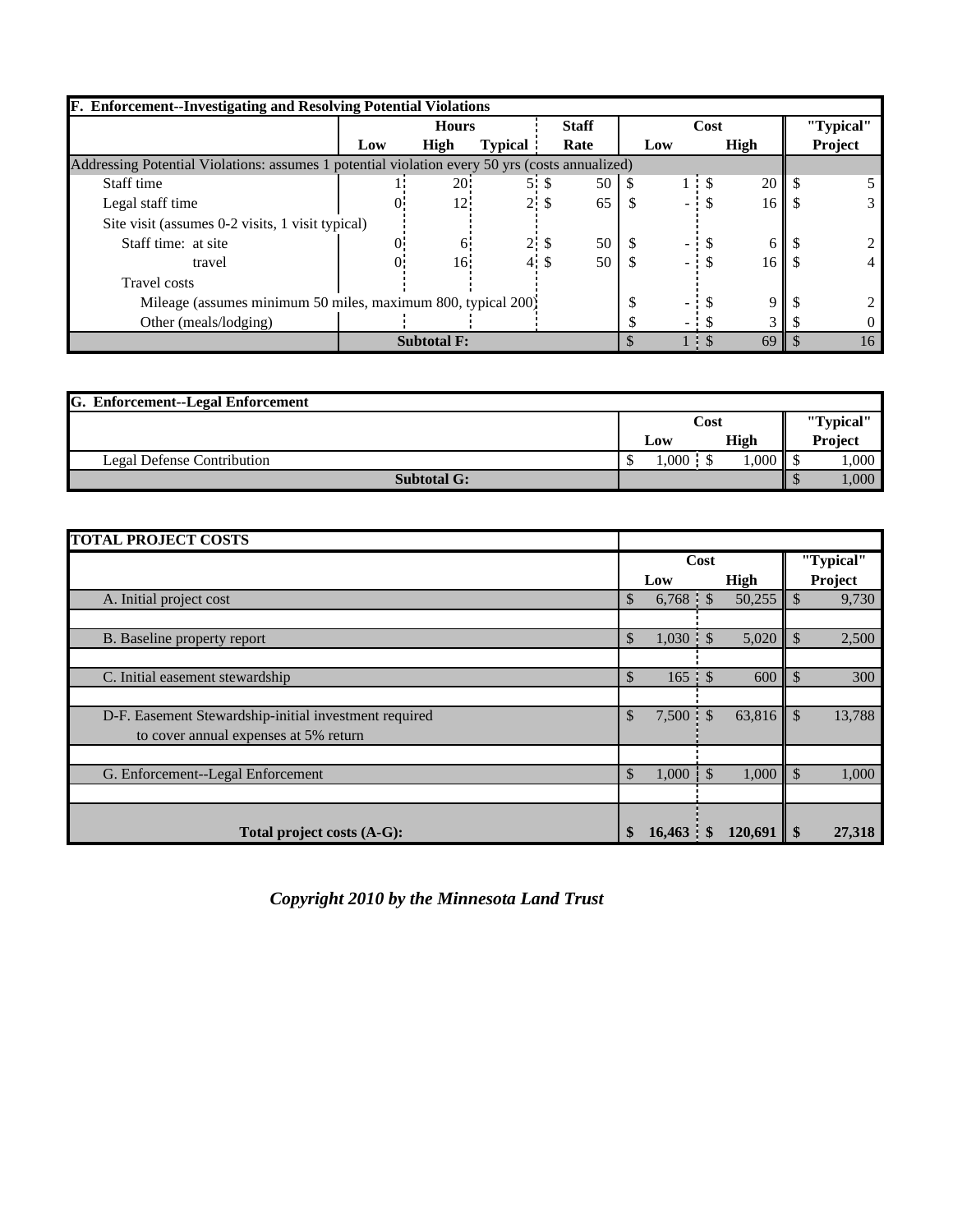| F. Enforcement--Investigating and Resolving Potential Violations | Hours | | | Staff | Cost | | "Typical" |
|---|---|---|---|---|---|---|---|
| | Low | High | Typical | Rate | Low | High | Project |
| Addressing Potential Violations: assumes 1 potential violation every 50 yrs (costs annualized) | | | | | | | |
| Staff time | 1 | 20 | 5 | $ 50 | $ 1 | $ 20 | $ 5 |
| Legal staff time | 0 | 12 | 2 | $ 65 | $ - | $ 16 | $ 3 |
| Site visit (assumes 0-2 visits, 1 visit typical) | | | | | | | |
| Staff time: at site | 0 | 6 | 2 | $ 50 | $ - | $ 6 | $ 2 |
| travel | 0 | 16 | 4 | $ 50 | $ - | $ 16 | $ 4 |
| Travel costs | | | | | | | |
| Mileage (assumes minimum 50 miles, maximum 800, typical 200) | | | | | $ - | $ 9 | $ 2 |
| Other (meals/lodging) | | | | | $ - | $ 3 | $ 0 |
| Subtotal F: | | | | | $ 1 | $ 69 | $ 16 |

| G. Enforcement--Legal Enforcement | Cost | | "Typical" |
|---|---|---|---|
| | Low | High | Project |
| Legal Defense Contribution | $ 1,000 | $ 1,000 | $ 1,000 |
| Subtotal G: | | | $ 1,000 |

| TOTAL PROJECT COSTS | Cost | | "Typical" |
|---|---|---|---|
| | Low | High | Project |
| A. Initial project cost | $ 6,768 | $ 50,255 | $ 9,730 |
| B. Baseline property report | $ 1,030 | $ 5,020 | $ 2,500 |
| C. Initial easement stewardship | $ 165 | $ 600 | $ 300 |
| D-F. Easement Stewardship-initial investment required to cover annual expenses at 5% return | $ 7,500 | $ 63,816 | $ 13,788 |
| G. Enforcement--Legal Enforcement | $ 1,000 | $ 1,000 | $ 1,000 |
| **Total project costs (A-G):** | **$ 16,463** | **$ 120,691** | **$ 27,318** |

***Copyright 2010 by the Minnesota Land Trust***